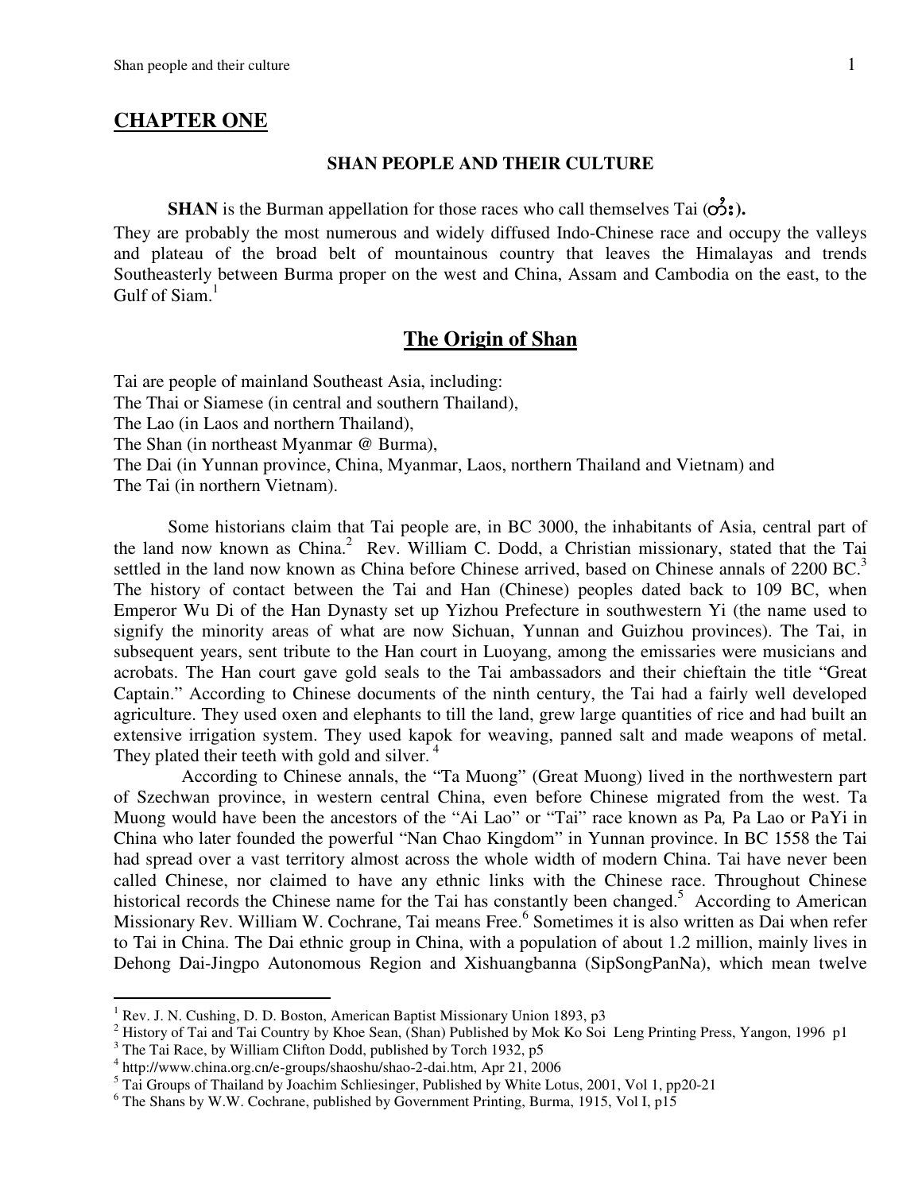# CHAPTER ONE

## SHAN PEOPLE AND THEIR CULTURE

**SHAN** is the Burman appellation for those races who call themselves Tai (**တႆး**). They are probably the most numerous and widely diffused Indo-Chinese race and occupy the valleys and plateau of the broad belt of mountainous country that leaves the Himalayas and trends Southeasterly between Burma proper on the west and China, Assam and Cambodia on the east, to the Gulf of Siam.[1]

## The Origin of Shan

Tai are people of mainland Southeast Asia, including:
The Thai or Siamese (in central and southern Thailand),
The Lao (in Laos and northern Thailand),
The Shan (in northeast Myanmar @ Burma),
The Dai (in Yunnan province, China, Myanmar, Laos, northern Thailand and Vietnam) and
The Tai (in northern Vietnam).

Some historians claim that Tai people are, in BC 3000, the inhabitants of Asia, central part of the land now known as China.[2] Rev. William C. Dodd, a Christian missionary, stated that the Tai settled in the land now known as China before Chinese arrived, based on Chinese annals of 2200 BC.[3] The history of contact between the Tai and Han (Chinese) peoples dated back to 109 BC, when Emperor Wu Di of the Han Dynasty set up Yizhou Prefecture in southwestern Yi (the name used to signify the minority areas of what are now Sichuan, Yunnan and Guizhou provinces). The Tai, in subsequent years, sent tribute to the Han court in Luoyang, among the emissaries were musicians and acrobats. The Han court gave gold seals to the Tai ambassadors and their chieftain the title "Great Captain." According to Chinese documents of the ninth century, the Tai had a fairly well developed agriculture. They used oxen and elephants to till the land, grew large quantities of rice and had built an extensive irrigation system. They used kapok for weaving, panned salt and made weapons of metal. They plated their teeth with gold and silver. [4]

According to Chinese annals, the "Ta Muong" (Great Muong) lived in the northwestern part of Szechwan province, in western central China, even before Chinese migrated from the west. Ta Muong would have been the ancestors of the "Ai Lao" or "Tai" race known as Pa*,* Pa Lao or PaYi in China who later founded the powerful "Nan Chao Kingdom" in Yunnan province. In BC 1558 the Tai had spread over a vast territory almost across the whole width of modern China. Tai have never been called Chinese, nor claimed to have any ethnic links with the Chinese race. Throughout Chinese historical records the Chinese name for the Tai has constantly been changed.[5] According to American Missionary Rev. William W. Cochrane, Tai means Free.[6] Sometimes it is also written as Dai when refer to Tai in China. The Dai ethnic group in China, with a population of about 1.2 million, mainly lives in Dehong Dai-Jingpo Autonomous Region and Xishuangbanna (SipSongPanNa), which mean twelve

---

[1] Rev. J. N. Cushing, D. D. Boston, American Baptist Missionary Union 1893, p3
[2] History of Tai and Tai Country by Khoe Sean, (Shan) Published by Mok Ko Soi Leng Printing Press, Yangon, 1996 p1
[3] The Tai Race, by William Clifton Dodd, published by Torch 1932, p5
[4] http://www.china.org.cn/e-groups/shaoshu/shao-2-dai.htm, Apr 21, 2006
[5] Tai Groups of Thailand by Joachim Schliesinger, Published by White Lotus, 2001, Vol 1, pp20-21
[6] The Shans by W.W. Cochrane, published by Government Printing, Burma, 1915, Vol I, p15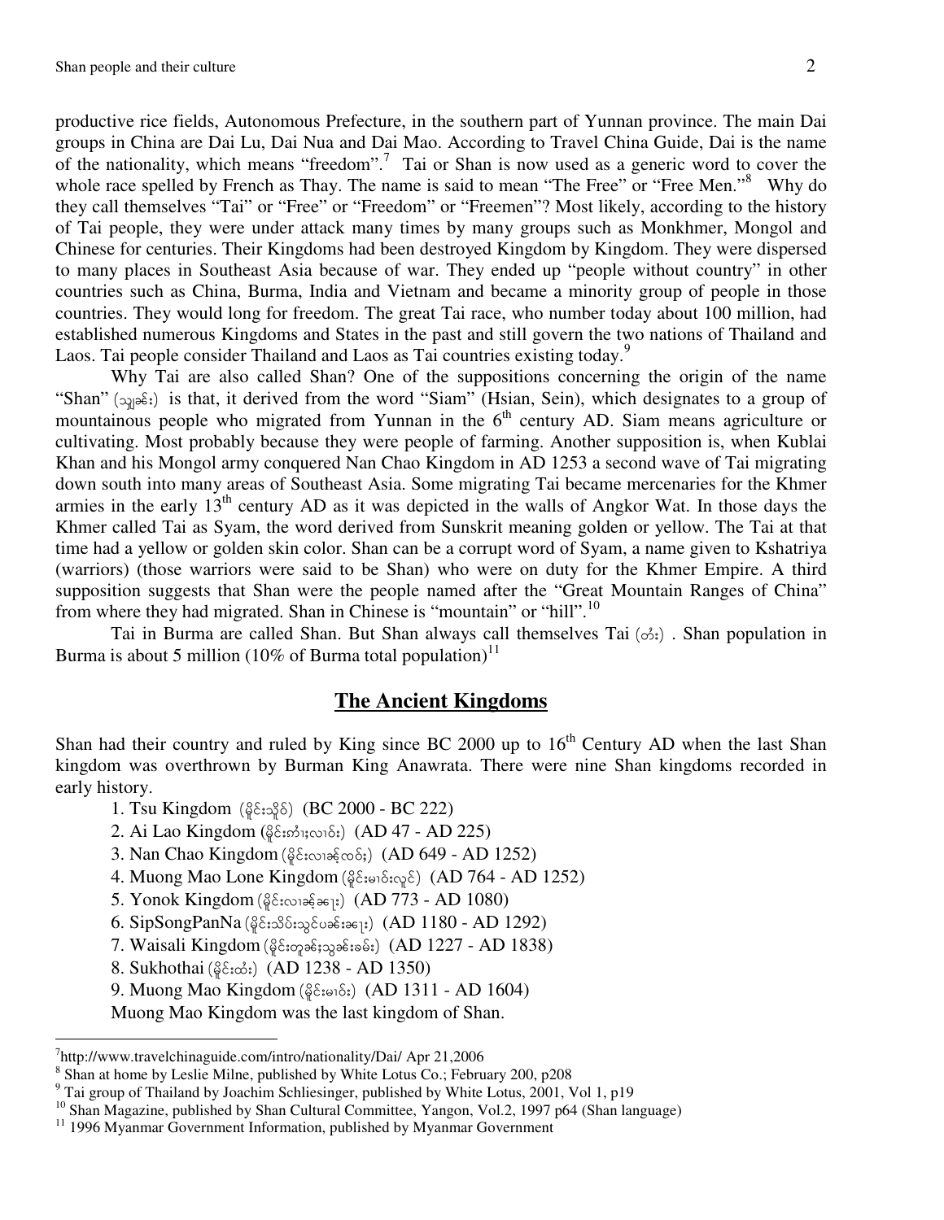productive rice fields, Autonomous Prefecture, in the southern part of Yunnan province. The main Dai groups in China are Dai Lu, Dai Nua and Dai Mao. According to Travel China Guide, Dai is the name of the nationality, which means "freedom".[7] Tai or Shan is now used as a generic word to cover the whole race spelled by French as Thay. The name is said to mean "The Free" or "Free Men."[8] Why do they call themselves "Tai" or "Free" or "Freedom" or "Freemen"? Most likely, according to the history of Tai people, they were under attack many times by many groups such as Monkhmer, Mongol and Chinese for centuries. Their Kingdoms had been destroyed Kingdom by Kingdom. They were dispersed to many places in Southeast Asia because of war. They ended up "people without country" in other countries such as China, Burma, India and Vietnam and became a minority group of people in those countries. They would long for freedom. The great Tai race, who number today about 100 million, had established numerous Kingdoms and States in the past and still govern the two nations of Thailand and Laos. Tai people consider Thailand and Laos as Tai countries existing today.[9]

Why Tai are also called Shan? One of the suppositions concerning the origin of the name "Shan" (သျှမ်း) is that, it derived from the word "Siam" (Hsian, Sein), which designates to a group of mountainous people who migrated from Yunnan in the 6th century AD. Siam means agriculture or cultivating. Most probably because they were people of farming. Another supposition is, when Kublai Khan and his Mongol army conquered Nan Chao Kingdom in AD 1253 a second wave of Tai migrating down south into many areas of Southeast Asia. Some migrating Tai became mercenaries for the Khmer armies in the early 13th century AD as it was depicted in the walls of Angkor Wat. In those days the Khmer called Tai as Syam, the word derived from Sunskrit meaning golden or yellow. The Tai at that time had a yellow or golden skin color. Shan can be a corrupt word of Syam, a name given to Kshatriya (warriors) (those warriors were said to be Shan) who were on duty for the Khmer Empire. A third supposition suggests that Shan were the people named after the "Great Mountain Ranges of China" from where they had migrated. Shan in Chinese is "mountain" or "hill".[10]

Tai in Burma are called Shan. But Shan always call themselves Tai (တႆး) . Shan population in Burma is about 5 million (10% of Burma total population)[11]

## The Ancient Kingdoms

Shan had their country and ruled by King since BC 2000 up to 16th Century AD when the last Shan kingdom was overthrown by Burman King Anawrata. There were nine Shan kingdoms recorded in early history.

1. Tsu Kingdom (မိူင်းသိူဝ်) (BC 2000 - BC 222)
2. Ai Lao Kingdom (မိူင်းဢၢႆႈလၢဝ်း) (AD 47 - AD 225)
3. Nan Chao Kingdom (မိူင်းလၢၼ်ႉၸဝ်ႈ) (AD 649 - AD 1252)
4. Muong Mao Lone Kingdom (မိူင်းမၢဝ်းလူင်) (AD 764 - AD 1252)
5. Yonok Kingdom (မိူင်းလၢၼ်ႉၼႃး) (AD 773 - AD 1080)
6. SipSongPanNa (မိူင်းသိပ်းသွင်ပၼ်းၼႃး) (AD 1180 - AD 1292)
7. Waisali Kingdom (မိူင်းဝႆႈသၢလီ) (AD 1227 - AD 1838)
8. Sukhothai (မိူင်းထႆး) (AD 1238 - AD 1350)
9. Muong Mao Kingdom (မိူင်းမၢဝ်း) (AD 1311 - AD 1604)

Muong Mao Kingdom was the last kingdom of Shan.

---

[7] http://www.travelchinaguide.com/intro/nationality/Dai/ Apr 21,2006

[8] Shan at home by Leslie Milne, published by White Lotus Co.; February 200, p208

[9] Tai group of Thailand by Joachim Schliesinger, published by White Lotus, 2001, Vol 1, p19

[10] Shan Magazine, published by Shan Cultural Committee, Yangon, Vol.2, 1997 p64 (Shan language)

[11] 1996 Myanmar Government Information, published by Myanmar Government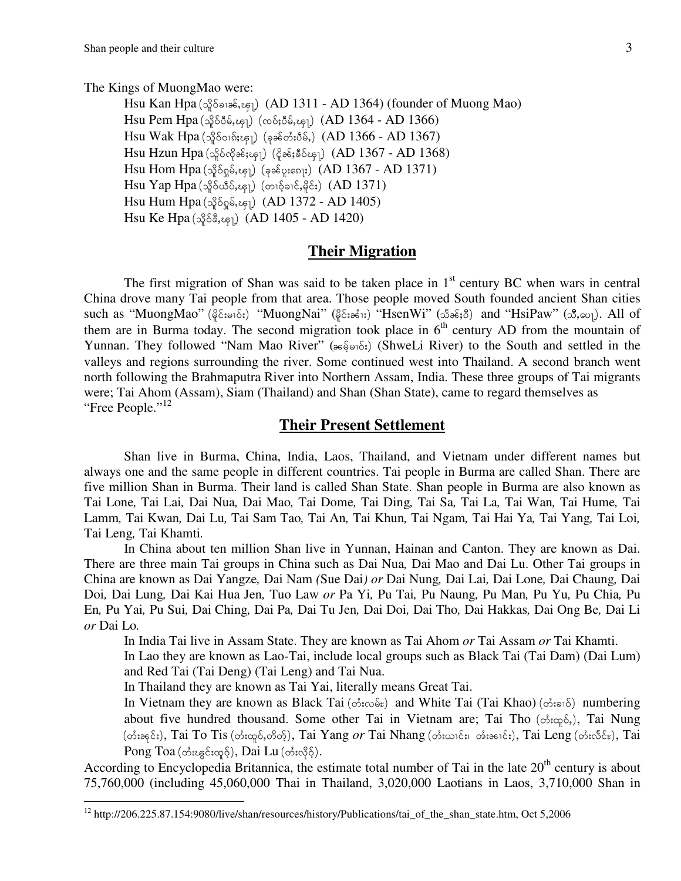The Kings of MuongMao were:

Hsu Kan Hpa (သိုဝ်ၶၢၼ်ႇၾႃႉ) (AD 1311 - AD 1364) (founder of Muong Mao)
Hsu Pem Hpa (သိုဝ်ၽိမ်ႇၾႃႉ) (ၸဝ်ႈၽိမ်ႇၾႃႉ) (AD 1364 - AD 1366)
Hsu Wak Hpa (သိုဝ်ဝၢၵ်ႈၾႃႉ) (ၶုၼ်တၢႆးၽိမ်ႇ) (AD 1366 - AD 1367)
Hsu Hzun Hpa (သိုဝ်ၸိုၼ်းၾႃႉ) (ၸိုၼ်ႈၶိဝ်ၾႃႉ) (AD 1367 - AD 1368)
Hsu Hom Hpa (သိုဝ်ႁွမ်ႇၾႃႉ) (ၶုၼ်ပူးၵေႃး) (AD 1367 - AD 1371)
Hsu Yap Hpa (သိုဝ်ယဵပ်ႇၾႃႉ) (တၢဝ်ႈၶၢင်ႇမိူင်း) (AD 1371)
Hsu Hum Hpa (သိုဝ်ႁူမ်ႇၾႃႉ) (AD 1372 - AD 1405)
Hsu Ke Hpa (သိုဝ်ၶီႇၾႃႉ) (AD 1405 - AD 1420)

## Their Migration

The first migration of Shan was said to be taken place in 1st century BC when wars in central China drove many Tai people from that area. Those people moved South founded ancient Shan cities such as "MuongMao" (မိူင်းမၢဝ်း) "MuongNai" (မိူင်းၼၢႆး) "HsenWi" (သဵၼ်ႈဝီ) and "HsiPaw" (သီႇပေႃႉ). All of them are in Burma today. The second migration took place in 6th century AD from the mountain of Yunnan. They followed "Nam Mao River" (ၼမ်ႉမၢဝ်း) (ShweLi River) to the South and settled in the valleys and regions surrounding the river. Some continued west into Thailand. A second branch went north following the Brahmaputra River into Northern Assam, India. These three groups of Tai migrants were; Tai Ahom (Assam), Siam (Thailand) and Shan (Shan State), came to regard themselves as "Free People."[12]

## Their Present Settlement

Shan live in Burma, China, India, Laos, Thailand, and Vietnam under different names but always one and the same people in different countries. Tai people in Burma are called Shan. There are five million Shan in Burma. Their land is called Shan State. Shan people in Burma are also known as Tai Lone, Tai Lai, Dai Nua, Dai Mao, Tai Dome, Tai Ding, Tai Sa, Tai La, Tai Wan, Tai Hume, Tai Lamm, Tai Kwan, Dai Lu, Tai Sam Tao, Tai An, Tai Khun, Tai Ngam, Tai Hai Ya, Tai Yang, Tai Loi, Tai Leng, Tai Khamti.

In China about ten million Shan live in Yunnan, Hainan and Canton. They are known as Dai. There are three main Tai groups in China such as Dai Nua, Dai Mao and Dai Lu. Other Tai groups in China are known as Dai Yangze, Dai Nam *(*Sue Dai*) or* Dai Nung, Dai Lai, Dai Lone, Dai Chaung, Dai Doi, Dai Lung, Dai Kai Hua Jen, Tuo Law *or* Pa Yi, Pu Tai, Pu Naung, Pu Man, Pu Yu, Pu Chia, Pu En, Pu Yai, Pu Sui, Dai Ching, Dai Pa, Dai Tu Jen, Dai Doi, Dai Tho, Dai Hakkas, Dai Ong Be, Dai Li *or* Dai Lo.

In India Tai live in Assam State. They are known as Tai Ahom *or* Tai Assam *or* Tai Khamti.

In Lao they are known as Lao-Tai, include local groups such as Black Tai (Tai Dam) (Dai Lum) and Red Tai (Tai Deng) (Tai Leng) and Tai Nua.

In Thailand they are known as Tai Yai, literally means Great Tai.

In Vietnam they are known as Black Tai (တႆးလမ်း) and White Tai (Tai Khao) (တႆးၶၢဝ်) numbering about five hundred thousand. Some other Tai in Vietnam are; Tai Tho (တႆးထူဝ်ႇ), Tai Nung (တႆးၼုင်း), Tai To Tis (တႆးထူဝ်ႇတိတ်ႉ), Tai Yang *or* Tai Nhang (တႆးယၢင်း၊ တႆးၼေႃင်း), Tai Leng (တႆးလႅင်း), Tai Pong Toa (တႆးၽွင်းထူဝ်ႉ), Dai Lu (တႆးလိုဝ်ႉ).

According to Encyclopedia Britannica, the estimate total number of Tai in the late 20th century is about 75,760,000 (including 45,060,000 Thai in Thailand, 3,020,000 Laotians in Laos, 3,710,000 Shan in

---

[12] http://206.225.87.154:9080/live/shan/resources/history/Publications/tai_of_the_shan_state.htm, Oct 5,2006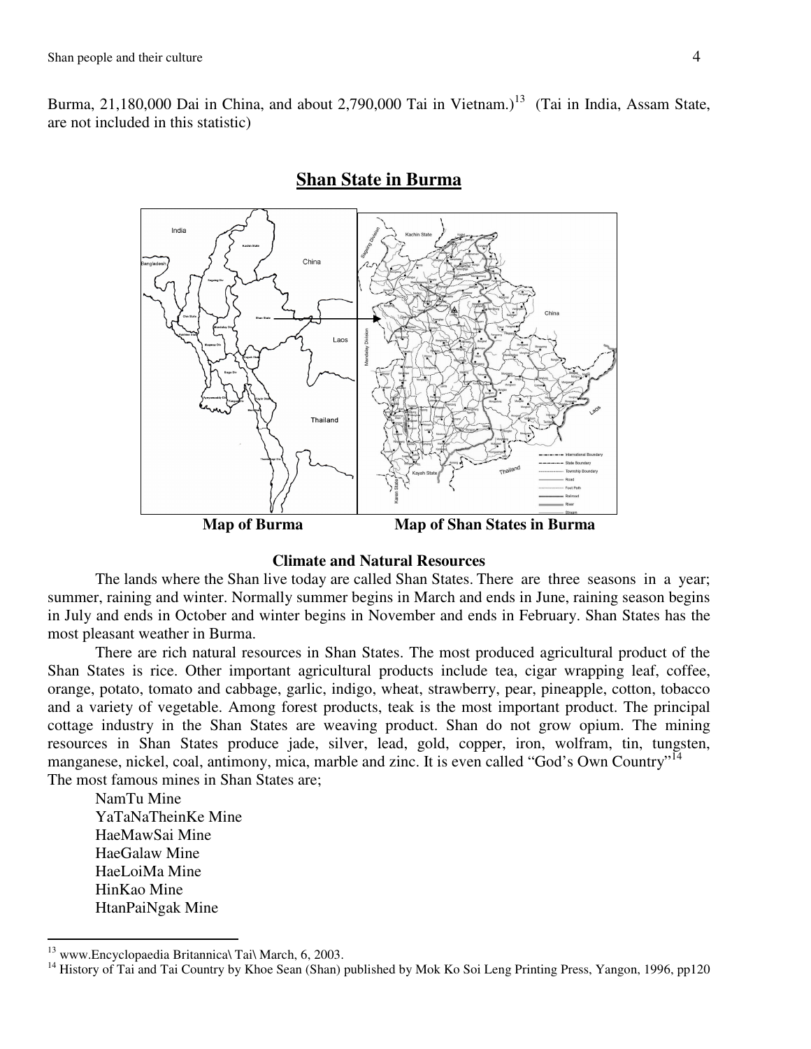Burma, 21,180,000 Dai in China, and about 2,790,000 Tai in Vietnam.)[13] (Tai in India, Assam State, are not included in this statistic)

## Shan State in Burma

**Map of Burma** **Map of Shan States in Burma**

### Climate and Natural Resources

The lands where the Shan live today are called Shan States. There are three seasons in a year; summer, raining and winter. Normally summer begins in March and ends in June, raining season begins in July and ends in October and winter begins in November and ends in February. Shan States has the most pleasant weather in Burma.

There are rich natural resources in Shan States. The most produced agricultural product of the Shan States is rice. Other important agricultural products include tea, cigar wrapping leaf, coffee, orange, potato, tomato and cabbage, garlic, indigo, wheat, strawberry, pear, pineapple, cotton, tobacco and a variety of vegetable. Among forest products, teak is the most important product. The principal cottage industry in the Shan States are weaving product. Shan do not grow opium. The mining resources in Shan States produce jade, silver, lead, gold, copper, iron, wolfram, tin, tungsten, manganese, nickel, coal, antimony, mica, marble and zinc. It is even called "God's Own Country"[14]
The most famous mines in Shan States are;

NamTu Mine
YaTaNaTheinKe Mine
HaeMawSai Mine
HaeGalaw Mine
HaeLoiMa Mine
HinKao Mine
HtanPaiNgak Mine

---

[13] www.Encyclopaedia Britannica\ Tai\ March, 6, 2003.

[14] History of Tai and Tai Country by Khoe Sean (Shan) published by Mok Ko Soi Leng Printing Press, Yangon, 1996, pp120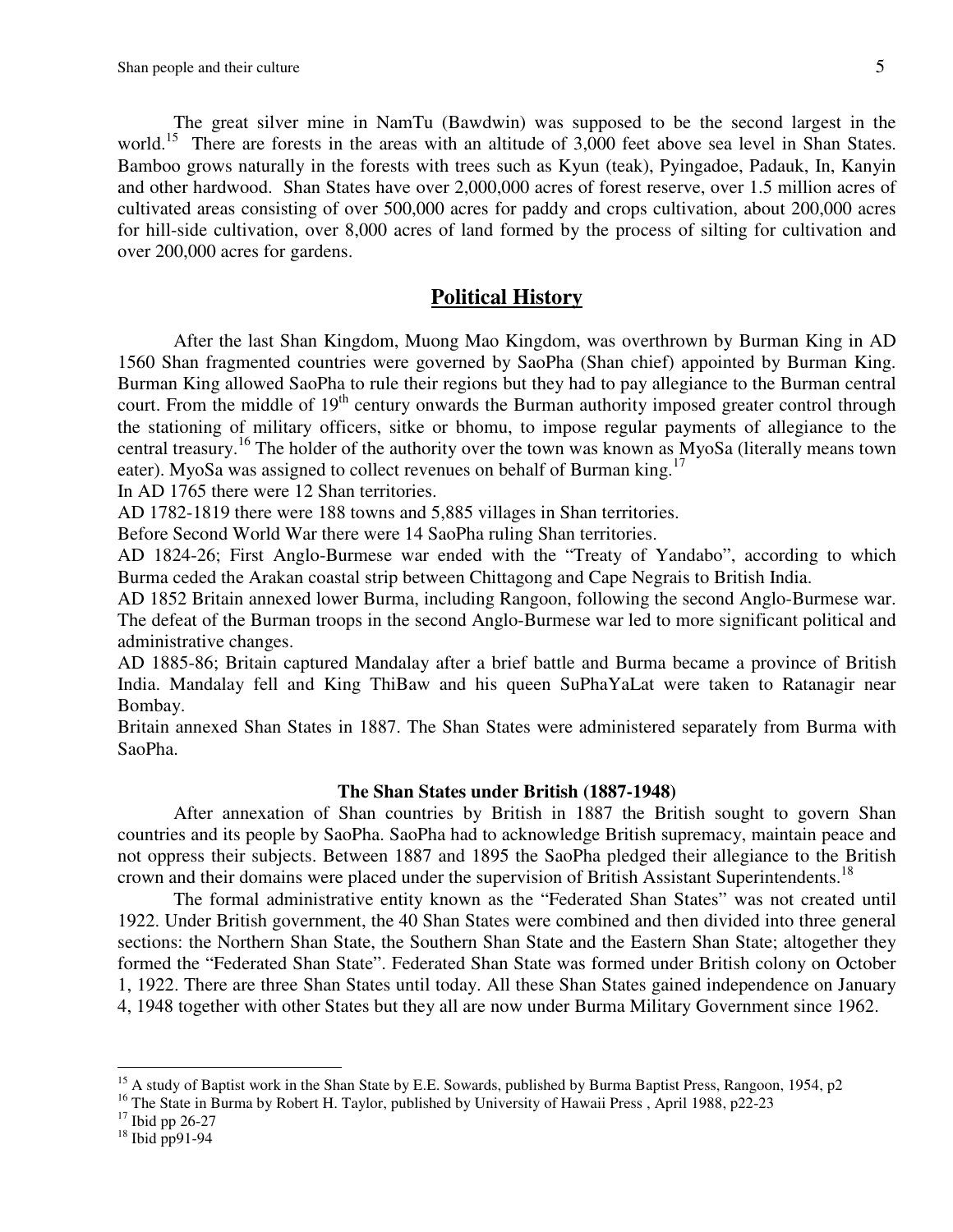The great silver mine in NamTu (Bawdwin) was supposed to be the second largest in the world.[15] There are forests in the areas with an altitude of 3,000 feet above sea level in Shan States. Bamboo grows naturally in the forests with trees such as Kyun (teak), Pyingadoe, Padauk, In, Kanyin and other hardwood. Shan States have over 2,000,000 acres of forest reserve, over 1.5 million acres of cultivated areas consisting of over 500,000 acres for paddy and crops cultivation, about 200,000 acres for hill-side cultivation, over 8,000 acres of land formed by the process of silting for cultivation and over 200,000 acres for gardens.

## Political History

After the last Shan Kingdom, Muong Mao Kingdom, was overthrown by Burman King in AD 1560 Shan fragmented countries were governed by SaoPha (Shan chief) appointed by Burman King. Burman King allowed SaoPha to rule their regions but they had to pay allegiance to the Burman central court. From the middle of 19th century onwards the Burman authority imposed greater control through the stationing of military officers, sitke or bhomu, to impose regular payments of allegiance to the central treasury.[16] The holder of the authority over the town was known as MyoSa (literally means town eater). MyoSa was assigned to collect revenues on behalf of Burman king.[17]

In AD 1765 there were 12 Shan territories.

AD 1782-1819 there were 188 towns and 5,885 villages in Shan territories.

Before Second World War there were 14 SaoPha ruling Shan territories.

AD 1824-26; First Anglo-Burmese war ended with the "Treaty of Yandabo", according to which Burma ceded the Arakan coastal strip between Chittagong and Cape Negrais to British India.

AD 1852 Britain annexed lower Burma, including Rangoon, following the second Anglo-Burmese war. The defeat of the Burman troops in the second Anglo-Burmese war led to more significant political and administrative changes.

AD 1885-86; Britain captured Mandalay after a brief battle and Burma became a province of British India. Mandalay fell and King ThiBaw and his queen SuPhaYaLat were taken to Ratanagir near Bombay.

Britain annexed Shan States in 1887. The Shan States were administered separately from Burma with SaoPha.

### The Shan States under British (1887-1948)

After annexation of Shan countries by British in 1887 the British sought to govern Shan countries and its people by SaoPha. SaoPha had to acknowledge British supremacy, maintain peace and not oppress their subjects. Between 1887 and 1895 the SaoPha pledged their allegiance to the British crown and their domains were placed under the supervision of British Assistant Superintendents.[18]

The formal administrative entity known as the "Federated Shan States" was not created until 1922. Under British government, the 40 Shan States were combined and then divided into three general sections: the Northern Shan State, the Southern Shan State and the Eastern Shan State; altogether they formed the "Federated Shan State". Federated Shan State was formed under British colony on October 1, 1922. There are three Shan States until today. All these Shan States gained independence on January 4, 1948 together with other States but they all are now under Burma Military Government since 1962.

---

[15] A study of Baptist work in the Shan State by E.E. Sowards, published by Burma Baptist Press, Rangoon, 1954, p2

[16] The State in Burma by Robert H. Taylor, published by University of Hawaii Press , April 1988, p22-23

[17] Ibid pp 26-27

[18] Ibid pp91-94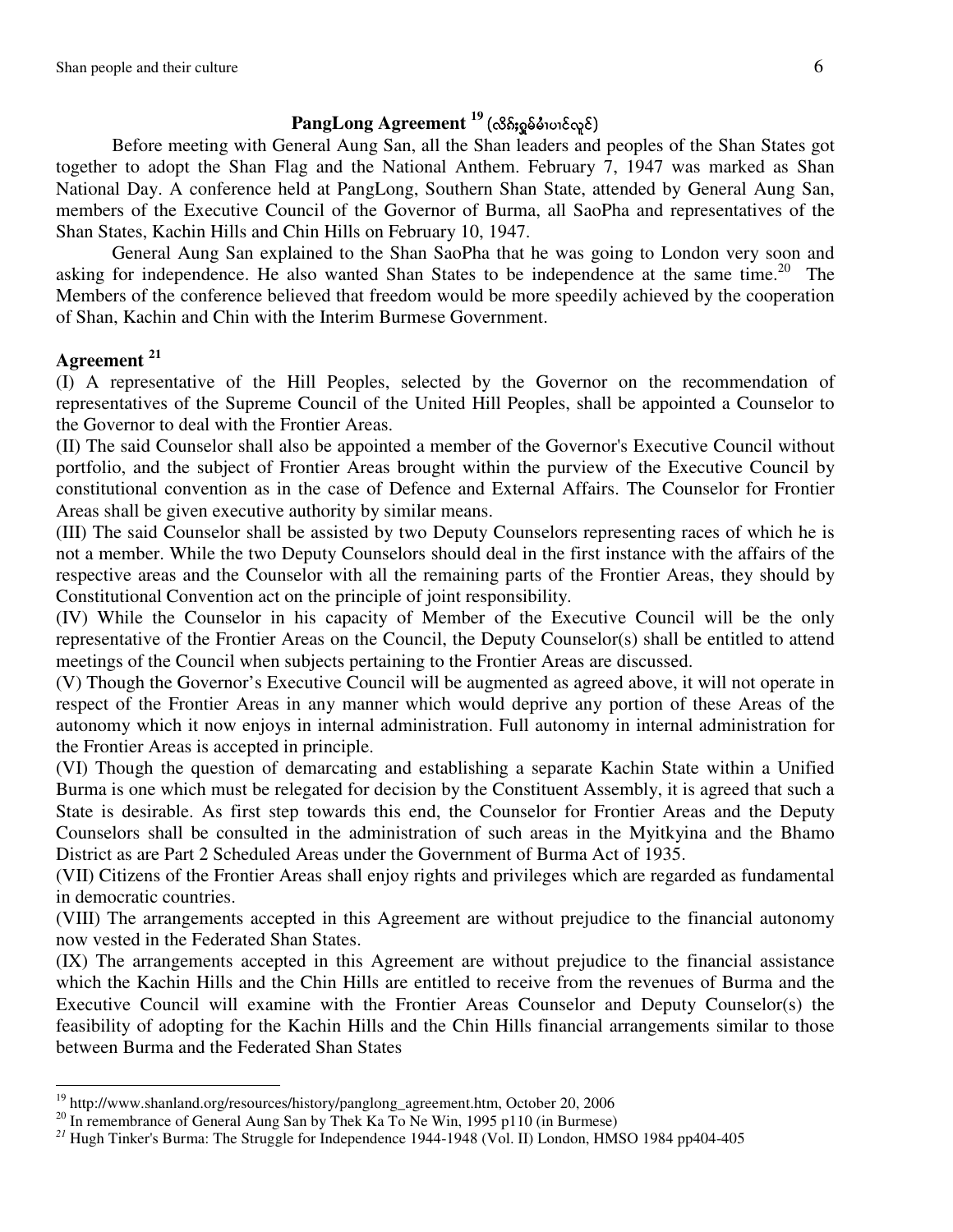## PangLong Agreement [19] (လိၵ်ႈၵွၼ်မၢၼ်ႈပၢင်လူင်)

Before meeting with General Aung San, all the Shan leaders and peoples of the Shan States got together to adopt the Shan Flag and the National Anthem. February 7, 1947 was marked as Shan National Day. A conference held at PangLong, Southern Shan State, attended by General Aung San, members of the Executive Council of the Governor of Burma, all SaoPha and representatives of the Shan States, Kachin Hills and Chin Hills on February 10, 1947.

General Aung San explained to the Shan SaoPha that he was going to London very soon and asking for independence. He also wanted Shan States to be independence at the same time.[20] The Members of the conference believed that freedom would be more speedily achieved by the cooperation of Shan, Kachin and Chin with the Interim Burmese Government.

### Agreement [21]

(I) A representative of the Hill Peoples, selected by the Governor on the recommendation of representatives of the Supreme Council of the United Hill Peoples, shall be appointed a Counselor to the Governor to deal with the Frontier Areas.

(II) The said Counselor shall also be appointed a member of the Governor's Executive Council without portfolio, and the subject of Frontier Areas brought within the purview of the Executive Council by constitutional convention as in the case of Defence and External Affairs. The Counselor for Frontier Areas shall be given executive authority by similar means.

(III) The said Counselor shall be assisted by two Deputy Counselors representing races of which he is not a member. While the two Deputy Counselors should deal in the first instance with the affairs of the respective areas and the Counselor with all the remaining parts of the Frontier Areas, they should by Constitutional Convention act on the principle of joint responsibility.

(IV) While the Counselor in his capacity of Member of the Executive Council will be the only representative of the Frontier Areas on the Council, the Deputy Counselor(s) shall be entitled to attend meetings of the Council when subjects pertaining to the Frontier Areas are discussed.

(V) Though the Governor's Executive Council will be augmented as agreed above, it will not operate in respect of the Frontier Areas in any manner which would deprive any portion of these Areas of the autonomy which it now enjoys in internal administration. Full autonomy in internal administration for the Frontier Areas is accepted in principle.

(VI) Though the question of demarcating and establishing a separate Kachin State within a Unified Burma is one which must be relegated for decision by the Constituent Assembly, it is agreed that such a State is desirable. As first step towards this end, the Counselor for Frontier Areas and the Deputy Counselors shall be consulted in the administration of such areas in the Myitkyina and the Bhamo District as are Part 2 Scheduled Areas under the Government of Burma Act of 1935.

(VII) Citizens of the Frontier Areas shall enjoy rights and privileges which are regarded as fundamental in democratic countries.

(VIII) The arrangements accepted in this Agreement are without prejudice to the financial autonomy now vested in the Federated Shan States.

(IX) The arrangements accepted in this Agreement are without prejudice to the financial assistance which the Kachin Hills and the Chin Hills are entitled to receive from the revenues of Burma and the Executive Council will examine with the Frontier Areas Counselor and Deputy Counselor(s) the feasibility of adopting for the Kachin Hills and the Chin Hills financial arrangements similar to those between Burma and the Federated Shan States

---

[19] http://www.shanland.org/resources/history/panglong_agreement.htm, October 20, 2006

[20] In remembrance of General Aung San by Thek Ka To Ne Win, 1995 p110 (in Burmese)

[21] Hugh Tinker's Burma: The Struggle for Independence 1944-1948 (Vol. II) London, HMSO 1984 pp404-405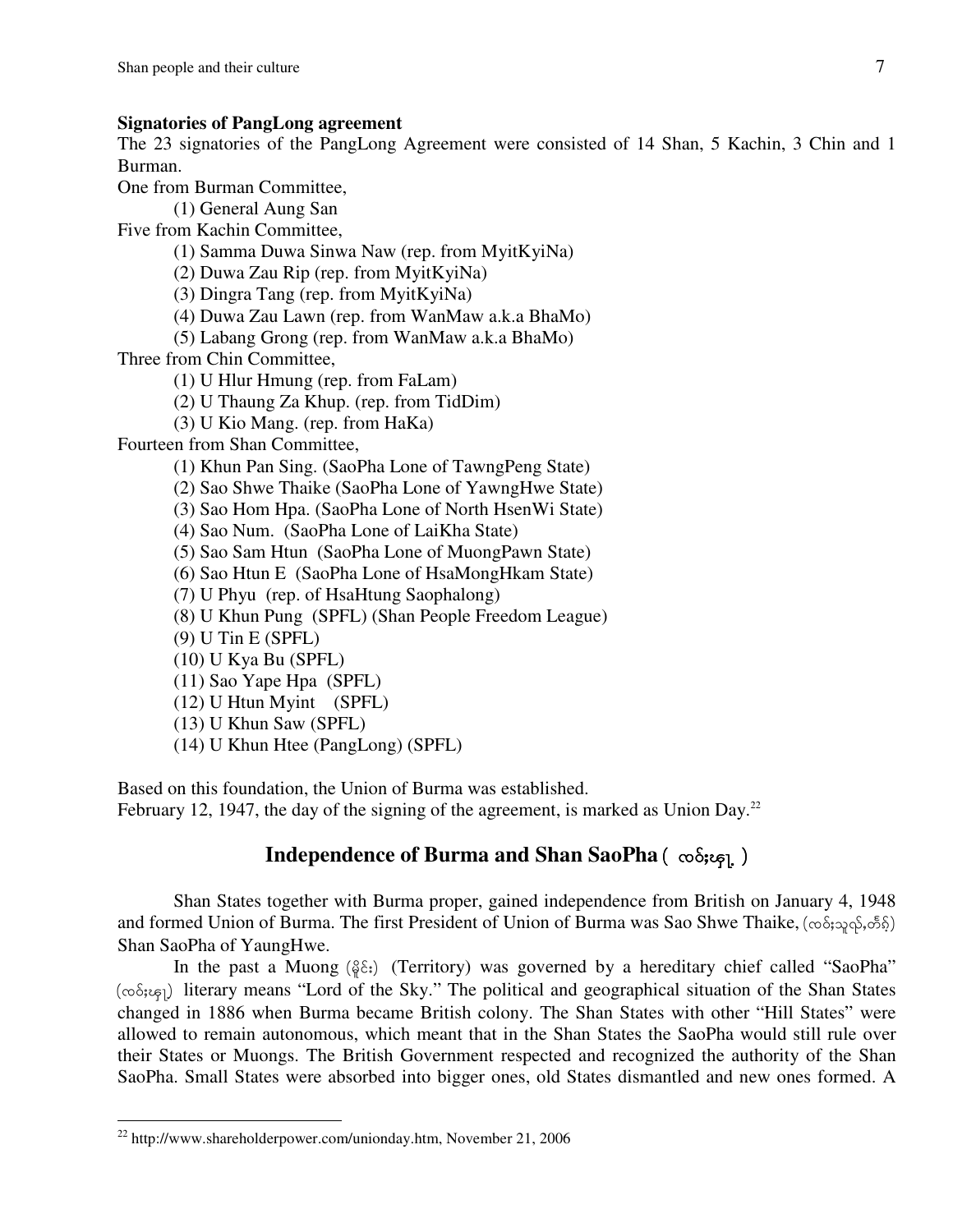**Signatories of PangLong agreement**

The 23 signatories of the PangLong Agreement were consisted of 14 Shan, 5 Kachin, 3 Chin and 1 Burman.

One from Burman Committee,

(1) General Aung San

Five from Kachin Committee,

(1) Samma Duwa Sinwa Naw (rep. from MyitKyiNa)

(2) Duwa Zau Rip (rep. from MyitKyiNa)

(3) Dingra Tang (rep. from MyitKyiNa)

(4) Duwa Zau Lawn (rep. from WanMaw a.k.a BhaMo)

(5) Labang Grong (rep. from WanMaw a.k.a BhaMo)

Three from Chin Committee,

(1) U Hlur Hmung (rep. from FaLam)

(2) U Thaung Za Khup. (rep. from TidDim)

(3) U Kio Mang. (rep. from HaKa)

Fourteen from Shan Committee,

(1) Khun Pan Sing. (SaoPha Lone of TawngPeng State)

(2) Sao Shwe Thaike (SaoPha Lone of YawngHwe State)

(3) Sao Hom Hpa. (SaoPha Lone of North HsenWi State)

(4) Sao Num. (SaoPha Lone of LaiKha State)

(5) Sao Sam Htun (SaoPha Lone of MuongPawn State)

(6) Sao Htun E (SaoPha Lone of HsaMongHkam State)

(7) U Phyu (rep. of HsaHtung Saophalong)

(8) U Khun Pung (SPFL) (Shan People Freedom League)

(9) U Tin E (SPFL)

(10) U Kya Bu (SPFL)

(11) Sao Yape Hpa (SPFL)

(12) U Htun Myint (SPFL)

(13) U Khun Saw (SPFL)

(14) U Khun Htee (PangLong) (SPFL)

Based on this foundation, the Union of Burma was established.
February 12, 1947, the day of the signing of the agreement, is marked as Union Day.[22]

## Independence of Burma and Shan SaoPha ( ၸဝ်ႈၾႃႉ )

Shan States together with Burma proper, gained independence from British on January 4, 1948 and formed Union of Burma. The first President of Union of Burma was Sao Shwe Thaike, (ၸဝ်ႈသူၺ်,တႅၵ်ႈ) Shan SaoPha of YaungHwe.

In the past a Muong (မိူင်း) (Territory) was governed by a hereditary chief called "SaoPha" (ၸဝ်ႈၾႃႉ) literary means "Lord of the Sky." The political and geographical situation of the Shan States changed in 1886 when Burma became British colony. The Shan States with other "Hill States" were allowed to remain autonomous, which meant that in the Shan States the SaoPha would still rule over their States or Muongs. The British Government respected and recognized the authority of the Shan SaoPha. Small States were absorbed into bigger ones, old States dismantled and new ones formed. A

---

[22] http://www.shareholderpower.com/unionday.htm, November 21, 2006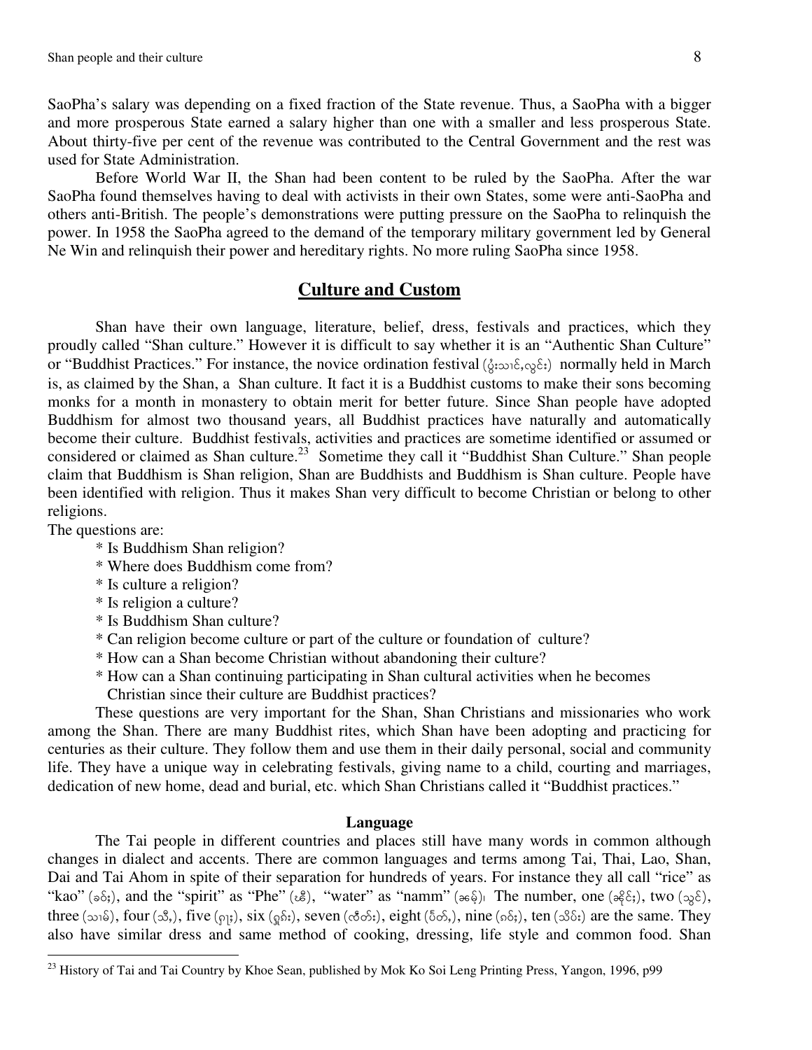SaoPha's salary was depending on a fixed fraction of the State revenue. Thus, a SaoPha with a bigger and more prosperous State earned a salary higher than one with a smaller and less prosperous State. About thirty-five per cent of the revenue was contributed to the Central Government and the rest was used for State Administration.

Before World War II, the Shan had been content to be ruled by the SaoPha. After the war SaoPha found themselves having to deal with activists in their own States, some were anti-SaoPha and others anti-British. The people's demonstrations were putting pressure on the SaoPha to relinquish the power. In 1958 the SaoPha agreed to the demand of the temporary military government led by General Ne Win and relinquish their power and hereditary rights. No more ruling SaoPha since 1958.

## Culture and Custom

Shan have their own language, literature, belief, dress, festivals and practices, which they proudly called "Shan culture." However it is difficult to say whether it is an "Authentic Shan Culture" or "Buddhist Practices." For instance, the novice ordination festival (ပွႆးသၢင်ႇလွင်း) normally held in March is, as claimed by the Shan, a Shan culture. It fact it is a Buddhist customs to make their sons becoming monks for a month in monastery to obtain merit for better future. Since Shan people have adopted Buddhism for almost two thousand years, all Buddhist practices have naturally and automatically become their culture. Buddhist festivals, activities and practices are sometime identified or assumed or considered or claimed as Shan culture.[23] Sometime they call it "Buddhist Shan Culture." Shan people claim that Buddhism is Shan religion, Shan are Buddhists and Buddhism is Shan culture. People have been identified with religion. Thus it makes Shan very difficult to become Christian or belong to other religions.

The questions are:

* Is Buddhism Shan religion?
* Where does Buddhism come from?
* Is culture a religion?
* Is religion a culture?
* Is Buddhism Shan culture?
* Can religion become culture or part of the culture or foundation of culture?
* How can a Shan become Christian without abandoning their culture?
* How can a Shan continuing participating in Shan cultural activities when he becomes Christian since their culture are Buddhist practices?

These questions are very important for the Shan, Shan Christians and missionaries who work among the Shan. There are many Buddhist rites, which Shan have been adopting and practicing for centuries as their culture. They follow them and use them in their daily personal, social and community life. They have a unique way in celebrating festivals, giving name to a child, courting and marriages, dedication of new home, dead and burial, etc. which Shan Christians called it "Buddhist practices."

### Language

The Tai people in different countries and places still have many words in common although changes in dialect and accents. There are common languages and terms among Tai, Thai, Lao, Shan, Dai and Tai Ahom in spite of their separation for hundreds of years. For instance they all call "rice" as "kao" (ၶဝ်ႈ), and the "spirit" as "Phe" (ၽီ), "water" as "namm" (ၼမ်ႉ)၊ The number, one (ၼိုင်ႈ), two (သွင်), three (သၢမ်), four (သီႇ), five (ႁႃႈ), six (ႁူၵ်း), seven (ၸဵတ်း), eight (ပႅတ်ႇ), nine (ၵဝ်ႈ), ten (သိပ်း) are the same. They also have similar dress and same method of cooking, dressing, life style and common food. Shan

[23] History of Tai and Tai Country by Khoe Sean, published by Mok Ko Soi Leng Printing Press, Yangon, 1996, p99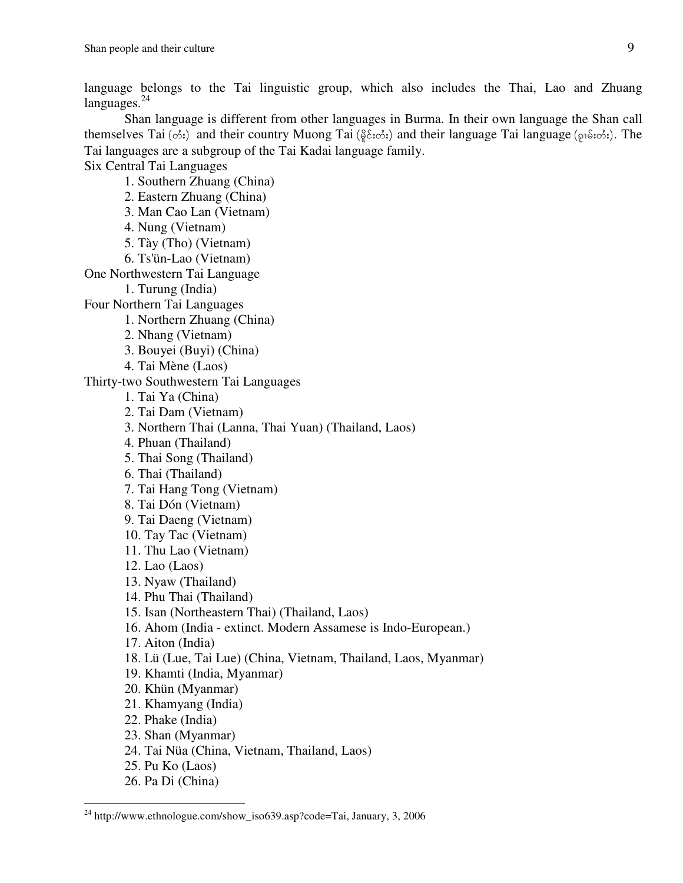language belongs to the Tai linguistic group, which also includes the Thai, Lao and Zhuang languages.[24]

Shan language is different from other languages in Burma. In their own language the Shan call themselves Tai (တႆး) and their country Muong Tai (မိူင်းတႆး) and their language Tai language (ၵႂၢမ်းတႆး). The Tai languages are a subgroup of the Tai Kadai language family.

Six Central Tai Languages

1. Southern Zhuang (China)
2. Eastern Zhuang (China)
3. Man Cao Lan (Vietnam)
4. Nung (Vietnam)
5. Tày (Tho) (Vietnam)
6. Ts'ün-Lao (Vietnam)

One Northwestern Tai Language

1. Turung (India)

Four Northern Tai Languages

1. Northern Zhuang (China)
2. Nhang (Vietnam)
3. Bouyei (Buyi) (China)
4. Tai Mène (Laos)

Thirty-two Southwestern Tai Languages

1. Tai Ya (China)
2. Tai Dam (Vietnam)
3. Northern Thai (Lanna, Thai Yuan) (Thailand, Laos)
4. Phuan (Thailand)
5. Thai Song (Thailand)
6. Thai (Thailand)
7. Tai Hang Tong (Vietnam)
8. Tai Dón (Vietnam)
9. Tai Daeng (Vietnam)
10. Tay Tac (Vietnam)
11. Thu Lao (Vietnam)
12. Lao (Laos)
13. Nyaw (Thailand)
14. Phu Thai (Thailand)
15. Isan (Northeastern Thai) (Thailand, Laos)
16. Ahom (India - extinct. Modern Assamese is Indo-European.)
17. Aiton (India)
18. Lü (Lue, Tai Lue) (China, Vietnam, Thailand, Laos, Myanmar)
19. Khamti (India, Myanmar)
20. Khün (Myanmar)
21. Khamyang (India)
22. Phake (India)
23. Shan (Myanmar)
24. Tai Nüa (China, Vietnam, Thailand, Laos)
25. Pu Ko (Laos)
26. Pa Di (China)

---

[24] http://www.ethnologue.com/show_iso639.asp?code=Tai, January, 3, 2006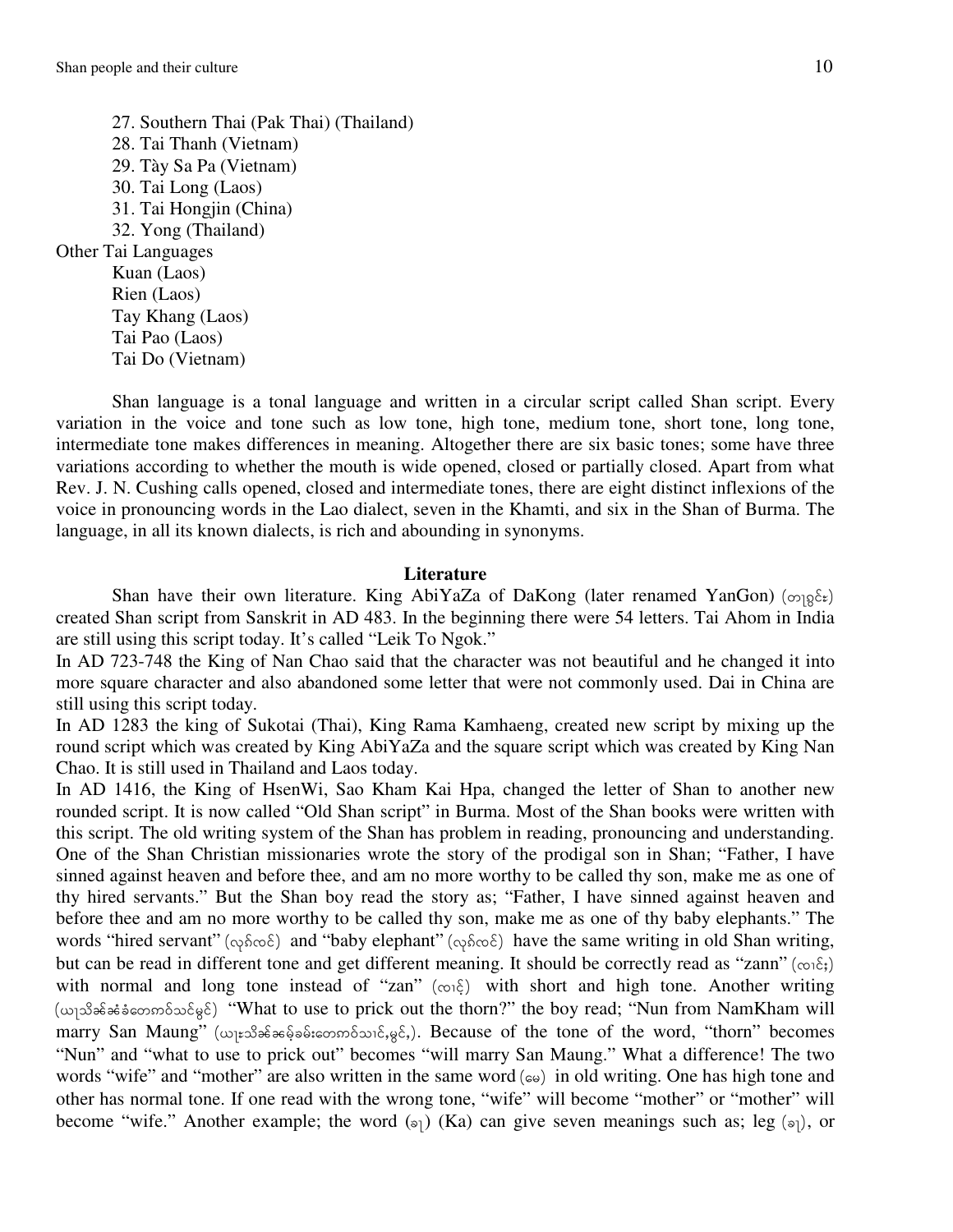27. Southern Thai (Pak Thai) (Thailand)
28. Tai Thanh (Vietnam)
29. Tày Sa Pa (Vietnam)
30. Tai Long (Laos)
31. Tai Hongjin (China)
32. Yong (Thailand)

Other Tai Languages

- Kuan (Laos)
- Rien (Laos)
- Tay Khang (Laos)
- Tai Pao (Laos)
- Tai Do (Vietnam)

Shan language is a tonal language and written in a circular script called Shan script. Every variation in the voice and tone such as low tone, high tone, medium tone, short tone, long tone, intermediate tone makes differences in meaning. Altogether there are six basic tones; some have three variations according to whether the mouth is wide opened, closed or partially closed. Apart from what Rev. J. N. Cushing calls opened, closed and intermediate tones, there are eight distinct inflexions of the voice in pronouncing words in the Lao dialect, seven in the Khamti, and six in the Shan of Burma. The language, in all its known dialects, is rich and abounding in synonyms.

### Literature

Shan have their own literature. King AbiYaZa of DaKong (later renamed YanGon) (တႃႇၵွင်း) created Shan script from Sanskrit in AD 483. In the beginning there were 54 letters. Tai Ahom in India are still using this script today. It's called "Leik To Ngok."

In AD 723-748 the King of Nan Chao said that the character was not beautiful and he changed it into more square character and also abandoned some letter that were not commonly used. Dai in China are still using this script today.

In AD 1283 the king of Sukotai (Thai), King Rama Kamhaeng, created new script by mixing up the round script which was created by King AbiYaZa and the square script which was created by King Nan Chao. It is still used in Thailand and Laos today.

In AD 1416, the King of HsenWi, Sao Kham Kai Hpa, changed the letter of Shan to another new rounded script. It is now called "Old Shan script" in Burma. Most of the Shan books were written with this script. The old writing system of the Shan has problem in reading, pronouncing and understanding. One of the Shan Christian missionaries wrote the story of the prodigal son in Shan; "Father, I have sinned against heaven and before thee, and am no more worthy to be called thy son, make me as one of thy hired servants." But the Shan boy read the story as; "Father, I have sinned against heaven and before thee and am no more worthy to be called thy son, make me as one of thy baby elephants." The words "hired servant" (လုၵ်ၸၢင်) and "baby elephant" (လုၵ်ၸၢင်) have the same writing in old Shan writing, but can be read in different tone and get different meaning. It should be correctly read as "zann" (ၸၢင်း) with normal and long tone instead of "zan" (ၸၢင်) with short and high tone. Another writing (ယႃသိၼ်ၼ်ၼ်တေၵၢဝ်သင်မွင်) "What to use to prick out the thorn?" the boy read; "Nun from NamKham will marry San Maung" (ယႃႉသိၼ်ၼမ့်ၶမ်းတေၵၢဝ်သၢင်ႇမွင်ႈ). Because of the tone of the word, "thorn" becomes "Nun" and "what to use to prick out" becomes "will marry San Maung." What a difference! The two words "wife" and "mother" are also written in the same word (မေ) in old writing. One has high tone and other has normal tone. If one read with the wrong tone, "wife" will become "mother" or "mother" will become "wife." Another example; the word (ၶႃ) (Ka) can give seven meanings such as; leg (ၶႃ), or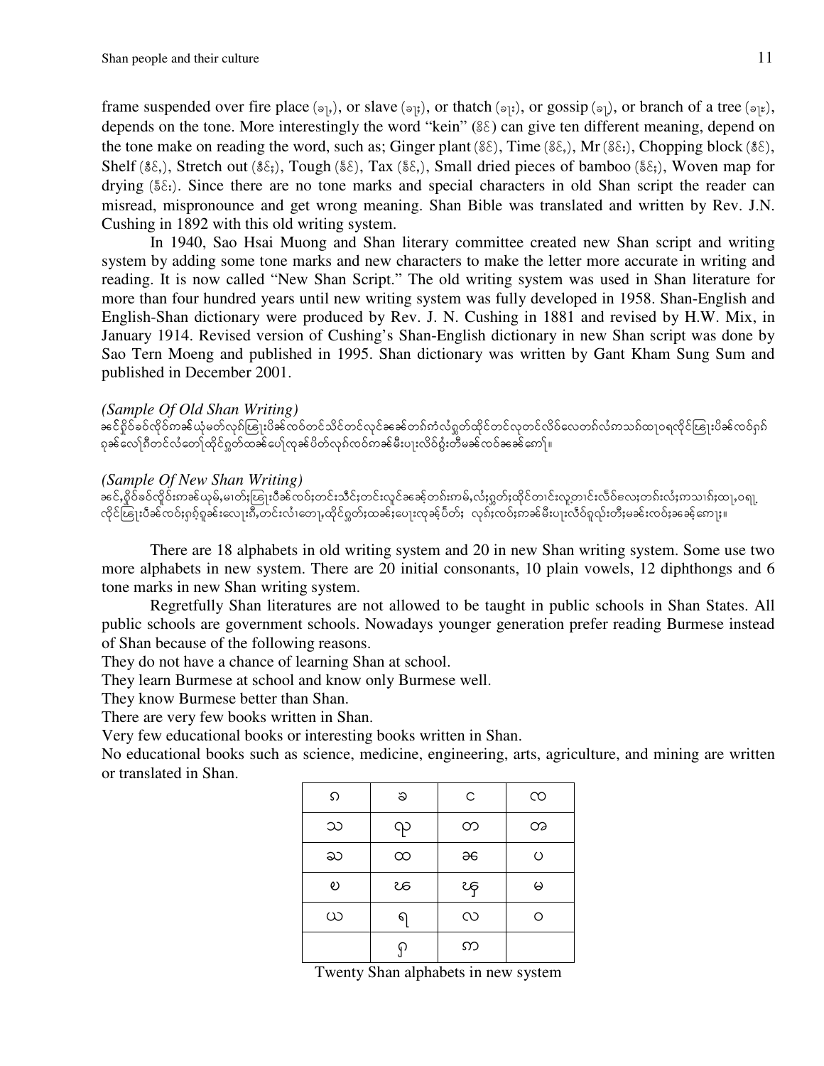frame suspended over fire place (ၶျ,), or slave (ၶျ;), or thatch (ၶျး), or gossip (ၶျ), or branch of a tree (ၶျႊ), depends on the tone. More interestingly the word "kein" (ၶိင်) can give ten different meaning, depend on the tone make on reading the word, such as; Ginger plant (ၶိင်), Time (ၶိင်,), Mr (ၶိင်း), Chopping block (ၶိင်), Shelf (ၶႅင်,), Stretch out (ၶႅင်;), Tough (ၶႅင်), Tax (ၶႅင်,), Small dried pieces of bamboo (ၶႅင်;), Woven map for drying (ၶႅင်း). Since there are no tone marks and special characters in old Shan script the reader can misread, mispronounce and get wrong meaning. Shan Bible was translated and written by Rev. J.N. Cushing in 1892 with this old writing system.

In 1940, Sao Hsai Muong and Shan literary committee created new Shan script and writing system by adding some tone marks and new characters to make the letter more accurate in writing and reading. It is now called "New Shan Script." The old writing system was used in Shan literature for more than four hundred years until new writing system was fully developed in 1958. Shan-English and English-Shan dictionary were produced by Rev. J. N. Cushing in 1881 and revised by H.W. Mix, in January 1914. Revised version of Cushing's Shan-English dictionary in new Shan script was done by Sao Tern Moeng and published in 1995. Shan dictionary was written by Gant Kham Sung Sum and published in December 2001.

*(Sample Of Old Shan Writing)*

ၶင်ၵိုဝ်ၶဝ်လိုဝ်ၵၢၼ်ယုံမတ်လုၵ်ၿႅူးပိၼ်လၵ်တင်သိင်တင်လုင်ၶၼ်တၵ်ၵၢံလံႁွတ်ထိုင်တင်လုတင်လိဝ်လေတၵ်လံၵသၵ်ထႃဝရလိုင်ၿႅူးပိၼ်လၵ်ႁၵ်ၵ ႁၼ်လေၵ်ၵီတင်လံတေႃထိုင်ႁွတ်ထၼ်ပေႃလုၼ်ပိတ်လုၵ်လၵ်ၵၢၼ်မီးပႃးလိဝ်ၸွံးတီမၼ်လၵ်ၶၼ်ၵော်။

*(Sample Of New Shan Writing)*

ၶင်,ၵိုဝ်ၶဝ်လိူဝ်းၵၢၼ်ယုမ်,မႃတ်းၿႅူးပိၼ်လၵ်ႈတင်းသိင်းတင်းလူင်ၶၼ်ႇတၵ်ႈၵမ်,လံႈႁွတ်ႈထိုင်တၢင်းလူ့တၢင်းလိၵ်ႈလေႈတၵ်းလံႈၵသၢၵ်ႈထႃ့ဝရျ. လိုင်ၿႅူးပိၼ်လၵ်ႈႁၵ်ႇႁၼ်းလေႈၵိ,တင်းလံၢတေႃ,ထိုင်ႁွတ်ႈထၼ်ႈပေႃးလုၼ်ႇပိတ်ႈ လုၵ်ႈလၵ်ႈၵၢၼ်မီးပႃးလိၵ်ႈၸွံးတီးမၼ်းလၵ်ႈၶၼ်ႇၵေႃး။

There are 18 alphabets in old writing system and 20 in new Shan writing system. Some use two more alphabets in new system. There are 20 initial consonants, 10 plain vowels, 12 diphthongs and 6 tone marks in new Shan writing system.

Regretfully Shan literatures are not allowed to be taught in public schools in Shan States. All public schools are government schools. Nowadays younger generation prefer reading Burmese instead of Shan because of the following reasons.

They do not have a chance of learning Shan at school.

They learn Burmese at school and know only Burmese well.

They know Burmese better than Shan.

There are very few books written in Shan.

Very few educational books or interesting books written in Shan.

No educational books such as science, medicine, engineering, arts, agriculture, and mining are written or translated in Shan.

| ၵ | ၶ | င | ၸ |
|---|---|---|---|
| သ | ၺ | တ | ထ |
| ၼ | ပ | ၽ | ၾ |
| မ | ယ | ရ | လ |
| ဝ | ႁ | ဢ | |
| | ၿ | ၻ | |

Twenty Shan alphabets in new system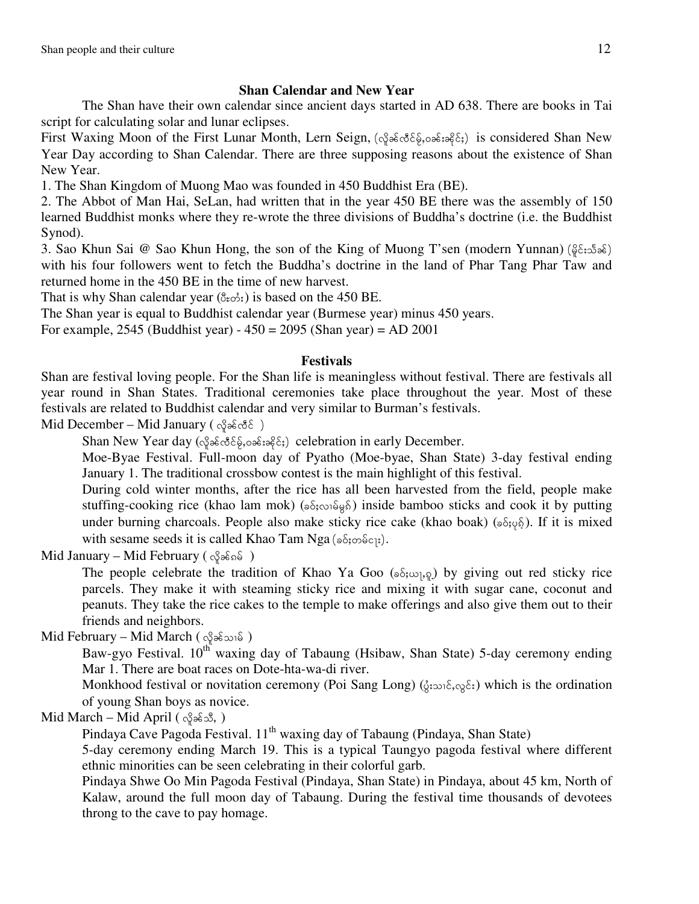## Shan Calendar and New Year

The Shan have their own calendar since ancient days started in AD 638. There are books in Tai script for calculating solar and lunar eclipses.

First Waxing Moon of the First Lunar Month, Lern Seign, (လိူၼ်ၸဵင်ၼႂ်ႇဝၼ်းၶိုၼ်ႈ) is considered Shan New Year Day according to Shan Calendar. There are three supposing reasons about the existence of Shan New Year.

1. The Shan Kingdom of Muong Mao was founded in 450 Buddhist Era (BE).
2. The Abbot of Man Hai, SeLan, had written that in the year 450 BE there was the assembly of 150 learned Buddhist monks where they re-wrote the three divisions of Buddha's doctrine (i.e. the Buddhist Synod).
3. Sao Khun Sai @ Sao Khun Hong, the son of the King of Muong T'sen (modern Yunnan) (မိူင်းသႅၼ်) with his four followers went to fetch the Buddha's doctrine in the land of Phar Tang Phar Taw and returned home in the 450 BE in the time of new harvest.

That is why Shan calendar year (ပီးတႆး) is based on the 450 BE.

The Shan year is equal to Buddhist calendar year (Burmese year) minus 450 years.

For example, 2545 (Buddhist year) - 450 = 2095 (Shan year) = AD 2001

## Festivals

Shan are festival loving people. For the Shan life is meaningless without festival. There are festivals all year round in Shan States. Traditional ceremonies take place throughout the year. Most of these festivals are related to Buddhist calendar and very similar to Burman's festivals.

Mid December – Mid January ( လိူၼ်ၸဵင် )

Shan New Year day (လိူၼ်ၸဵင်ၼႂ်ႇဝၼ်းၶိုၼ်ႈ) celebration in early December.

Moe-Byae Festival. Full-moon day of Pyatho (Moe-byae, Shan State) 3-day festival ending January 1. The traditional crossbow contest is the main highlight of this festival.

During cold winter months, after the rice has all been harvested from the field, people make stuffing-cooking rice (khao lam mok) (ၶဝ်ႈလၢမ်မွၵ်ႇ) inside bamboo sticks and cook it by putting under burning charcoals. People also make sticky rice cake (khao boak) (ၶဝ်ႈပုၵ်ႉ). If it is mixed with sesame seeds it is called Khao Tam Nga (ၶဝ်ႈတမ်ငႃး).

Mid January – Mid February ( လိူၼ်ၵမ် )

The people celebrate the tradition of Khao Ya Goo (ၶဝ်ႈယႃႈၵူႉ) by giving out red sticky rice parcels. They make it with steaming sticky rice and mixing it with sugar cane, coconut and peanuts. They take the rice cakes to the temple to make offerings and also give them out to their friends and neighbors.

Mid February – Mid March ( လိူၼ်သၢမ် )

Baw-gyo Festival. 10th waxing day of Tabaung (Hsibaw, Shan State) 5-day ceremony ending Mar 1. There are boat races on Dote-hta-wa-di river.

Monkhood festival or novitation ceremony (Poi Sang Long) (ပွႆးသၢင်ႇလွင်း) which is the ordination of young Shan boys as novice.

Mid March – Mid April ( လိူၼ်သီႇ )

Pindaya Cave Pagoda Festival. 11th waxing day of Tabaung (Pindaya, Shan State)

5-day ceremony ending March 19. This is a typical Taungyo pagoda festival where different ethnic minorities can be seen celebrating in their colorful garb.

Pindaya Shwe Oo Min Pagoda Festival (Pindaya, Shan State) in Pindaya, about 45 km, North of Kalaw, around the full moon day of Tabaung. During the festival time thousands of devotees throng to the cave to pay homage.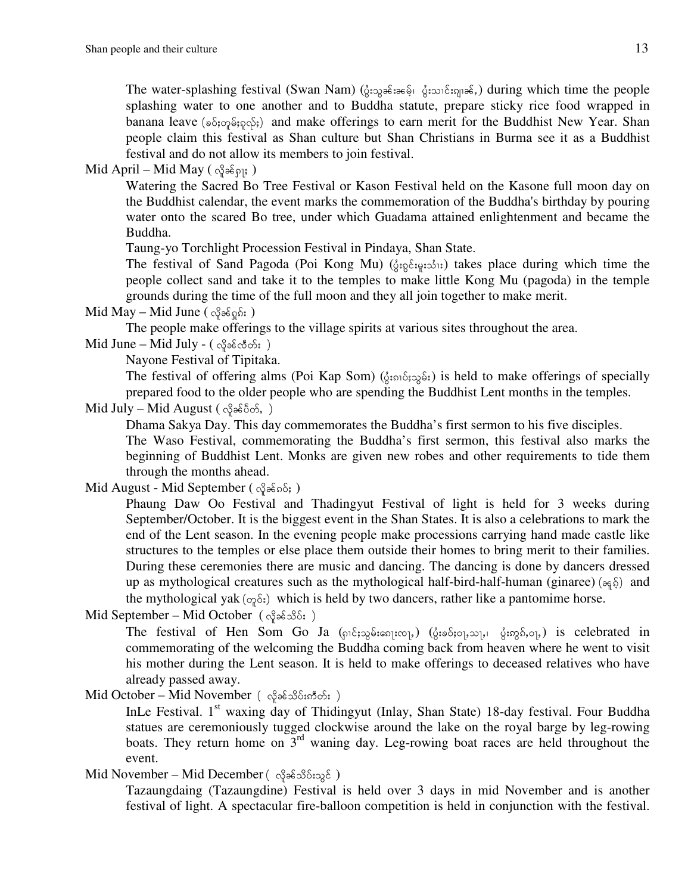The water-splashing festival (Swan Nam) (ပွႆးသွၼ်းၼမ်ႉ၊ ပွႆးသၢင်းၵျၢၼ်ႇ) during which time the people splashing water to one another and to Buddha statute, prepare sticky rice food wrapped in banana leave (ၶဝ်ႈတူမ်ႇၶူလ်ႇ) and make offerings to earn merit for the Buddhist New Year. Shan people claim this festival as Shan culture but Shan Christians in Burma see it as a Buddhist festival and do not allow its members to join festival.

Mid April – Mid May ( လိူၼ်ႁူၵ်း )

Watering the Sacred Bo Tree Festival or Kason Festival held on the Kasone full moon day on the Buddhist calendar, the event marks the commemoration of the Buddha's birthday by pouring water onto the scared Bo tree, under which Guadama attained enlightenment and became the Buddha.

Taung-yo Torchlight Procession Festival in Pindaya, Shan State.

The festival of Sand Pagoda (Poi Kong Mu) (ပွႆးၵွင်းမူးသၢႆး) takes place during which time the people collect sand and take it to the temples to make little Kong Mu (pagoda) in the temple grounds during the time of the full moon and they all join together to make merit.

Mid May – Mid June ( လိူၼ်ၸဵတ်း )

The people make offerings to the village spirits at various sites throughout the area.

Mid June – Mid July - ( လိူၼ်ပႅတ်ႇ )

Nayone Festival of Tipitaka.

The festival of offering alms (Poi Kap Som) (ပွႆးၵၢပ်ႈသွမ်း) is held to make offerings of specially prepared food to the older people who are spending the Buddhist Lent months in the temples.

Mid July – Mid August ( လိူၼ်ၵဝ်ႈ )

Dhama Sakya Day. This day commemorates the Buddha's first sermon to his five disciples.

The Waso Festival, commemorating the Buddha's first sermon, this festival also marks the beginning of Buddhist Lent. Monks are given new robes and other requirements to tide them through the months ahead.

Mid August - Mid September ( လိူၼ်သိပ်း )

Phaung Daw Oo Festival and Thadingyut Festival of light is held for 3 weeks during September/October. It is the biggest event in the Shan States. It is also a celebrations to mark the end of the Lent season. In the evening people make processions carrying hand made castle like structures to the temples or else place them outside their homes to bring merit to their families. During these ceremonies there are music and dancing. The dancing is done by dancers dressed up as mythological creatures such as the mythological half-bird-half-human (ginaree) (ၵိင်ႇၼရီး) and the mythological yak (တူဝ်း) which is held by two dancers, rather like a pantomime horse.

Mid September – Mid October ( လိူၼ်သိပ်းဢဵတ်း )

The festival of Hen Som Go Ja (ႁၢင်းသွမ်းၵေႃးၸႃႉ) (ပွႆးၶဝ်ႈဝႃႇသႃႇ၊ ပွႆးဢွၵ်ႇဝႃႇ) is celebrated in commemorating of the welcoming the Buddha coming back from heaven where he went to visit his mother during the Lent season. It is held to make offerings to deceased relatives who have already passed away.

Mid October – Mid November ( လိူၼ်သိပ်းသွင် )

InLe Festival. 1st waxing day of Thidingyut (Inlay, Shan State) 18-day festival. Four Buddha statues are ceremoniously tugged clockwise around the lake on the royal barge by leg-rowing boats. They return home on 3rd waning day. Leg-rowing boat races are held throughout the event.

Mid November – Mid December ( လိူၼ်ၸဵင် )

Tazaungdaing (Tazaungdine) Festival is held over 3 days in mid November and is another festival of light. A spectacular fire-balloon competition is held in conjunction with the festival.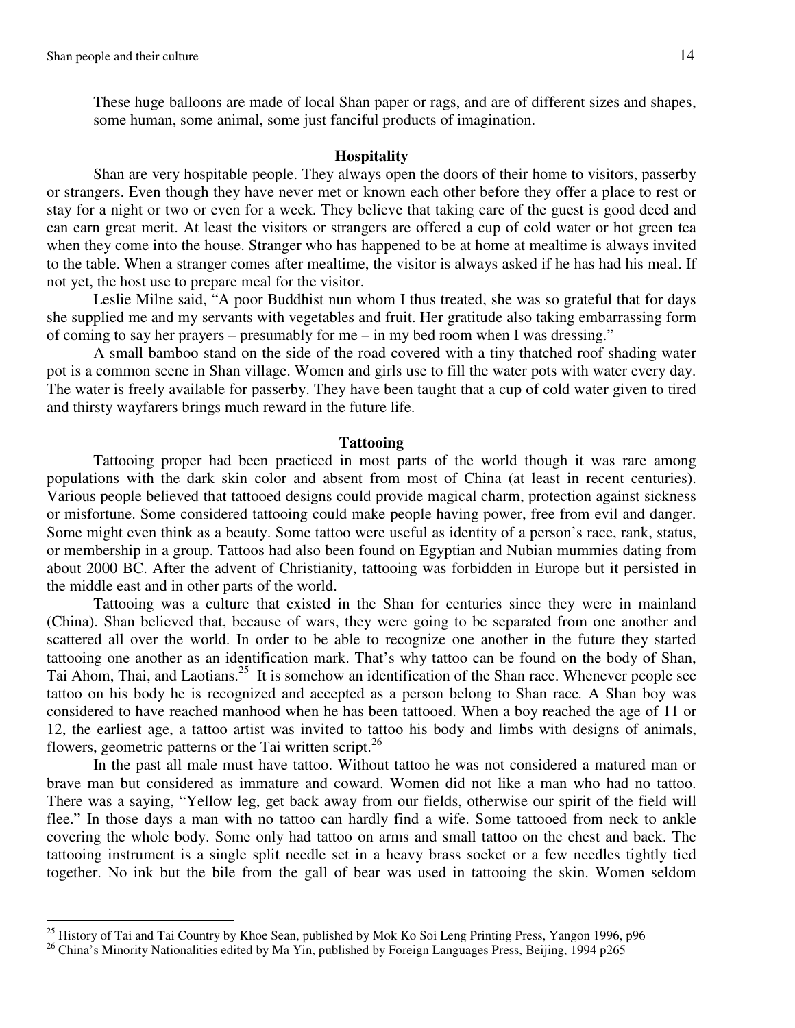These huge balloons are made of local Shan paper or rags, and are of different sizes and shapes, some human, some animal, some just fanciful products of imagination.

## Hospitality

Shan are very hospitable people. They always open the doors of their home to visitors, passerby or strangers. Even though they have never met or known each other before they offer a place to rest or stay for a night or two or even for a week. They believe that taking care of the guest is good deed and can earn great merit. At least the visitors or strangers are offered a cup of cold water or hot green tea when they come into the house. Stranger who has happened to be at home at mealtime is always invited to the table. When a stranger comes after mealtime, the visitor is always asked if he has had his meal. If not yet, the host use to prepare meal for the visitor.

Leslie Milne said, "A poor Buddhist nun whom I thus treated, she was so grateful that for days she supplied me and my servants with vegetables and fruit. Her gratitude also taking embarrassing form of coming to say her prayers – presumably for me – in my bed room when I was dressing."

A small bamboo stand on the side of the road covered with a tiny thatched roof shading water pot is a common scene in Shan village. Women and girls use to fill the water pots with water every day. The water is freely available for passerby. They have been taught that a cup of cold water given to tired and thirsty wayfarers brings much reward in the future life.

## Tattooing

Tattooing proper had been practiced in most parts of the world though it was rare among populations with the dark skin color and absent from most of China (at least in recent centuries). Various people believed that tattooed designs could provide magical charm, protection against sickness or misfortune. Some considered tattooing could make people having power, free from evil and danger. Some might even think as a beauty. Some tattoo were useful as identity of a person's race, rank, status, or membership in a group. Tattoos had also been found on Egyptian and Nubian mummies dating from about 2000 BC. After the advent of Christianity, tattooing was forbidden in Europe but it persisted in the middle east and in other parts of the world.

Tattooing was a culture that existed in the Shan for centuries since they were in mainland (China). Shan believed that, because of wars, they were going to be separated from one another and scattered all over the world. In order to be able to recognize one another in the future they started tattooing one another as an identification mark. That's why tattoo can be found on the body of Shan, Tai Ahom, Thai, and Laotians.[25] It is somehow an identification of the Shan race. Whenever people see tattoo on his body he is recognized and accepted as a person belong to Shan race. A Shan boy was considered to have reached manhood when he has been tattooed. When a boy reached the age of 11 or 12, the earliest age, a tattoo artist was invited to tattoo his body and limbs with designs of animals, flowers, geometric patterns or the Tai written script.[26]

In the past all male must have tattoo. Without tattoo he was not considered a matured man or brave man but considered as immature and coward. Women did not like a man who had no tattoo. There was a saying, "Yellow leg, get back away from our fields, otherwise our spirit of the field will flee." In those days a man with no tattoo can hardly find a wife. Some tattooed from neck to ankle covering the whole body. Some only had tattoo on arms and small tattoo on the chest and back. The tattooing instrument is a single split needle set in a heavy brass socket or a few needles tightly tied together. No ink but the bile from the gall of bear was used in tattooing the skin. Women seldom

---

[25] History of Tai and Tai Country by Khoe Sean, published by Mok Ko Soi Leng Printing Press, Yangon 1996, p96

[26] China's Minority Nationalities edited by Ma Yin, published by Foreign Languages Press, Beijing, 1994 p265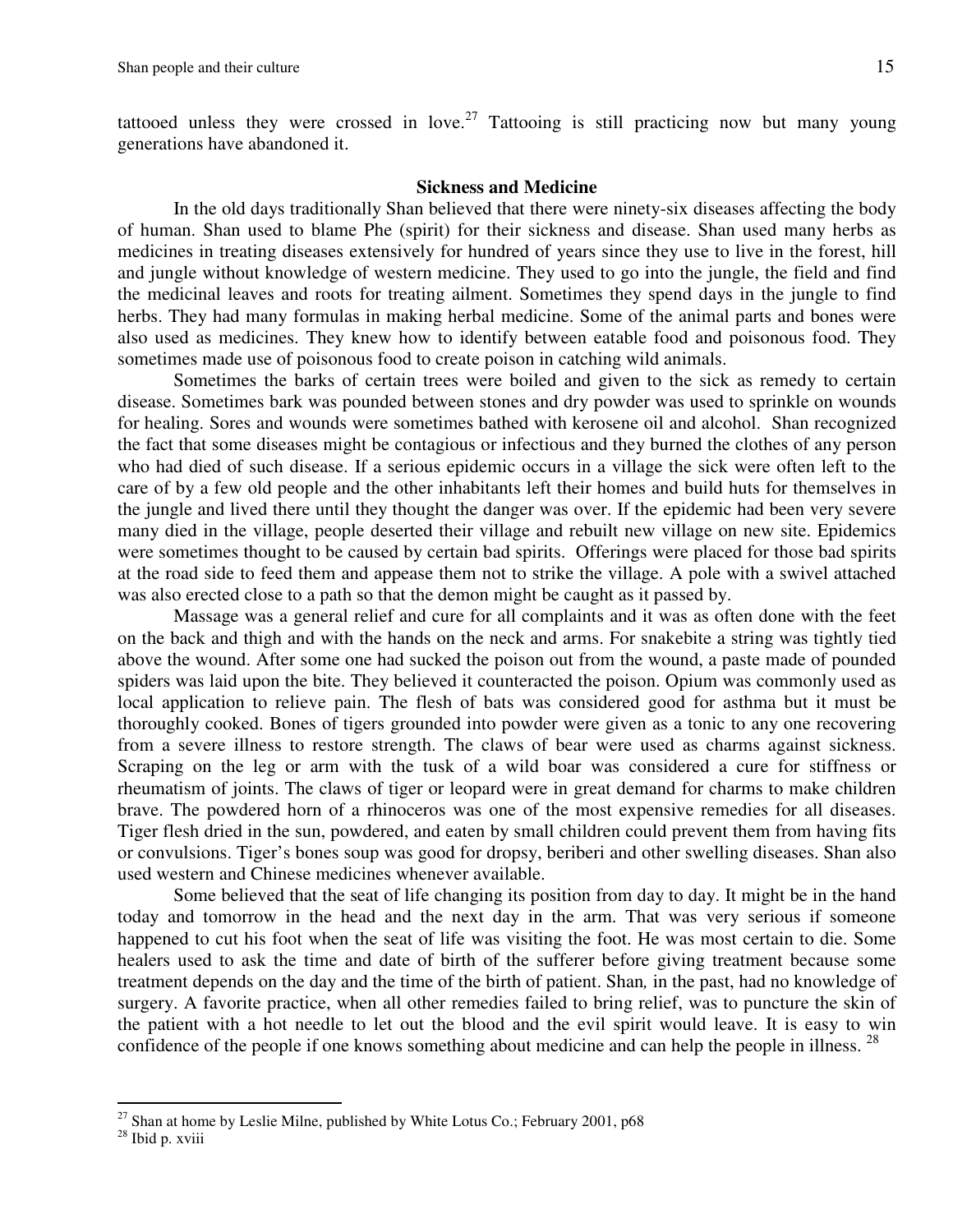tattooed unless they were crossed in love.[27] Tattooing is still practicing now but many young generations have abandoned it.

## Sickness and Medicine

In the old days traditionally Shan believed that there were ninety-six diseases affecting the body of human. Shan used to blame Phe (spirit) for their sickness and disease. Shan used many herbs as medicines in treating diseases extensively for hundred of years since they use to live in the forest, hill and jungle without knowledge of western medicine. They used to go into the jungle, the field and find the medicinal leaves and roots for treating ailment. Sometimes they spend days in the jungle to find herbs. They had many formulas in making herbal medicine. Some of the animal parts and bones were also used as medicines. They knew how to identify between eatable food and poisonous food. They sometimes made use of poisonous food to create poison in catching wild animals.

Sometimes the barks of certain trees were boiled and given to the sick as remedy to certain disease. Sometimes bark was pounded between stones and dry powder was used to sprinkle on wounds for healing. Sores and wounds were sometimes bathed with kerosene oil and alcohol. Shan recognized the fact that some diseases might be contagious or infectious and they burned the clothes of any person who had died of such disease. If a serious epidemic occurs in a village the sick were often left to the care of by a few old people and the other inhabitants left their homes and build huts for themselves in the jungle and lived there until they thought the danger was over. If the epidemic had been very severe many died in the village, people deserted their village and rebuilt new village on new site. Epidemics were sometimes thought to be caused by certain bad spirits. Offerings were placed for those bad spirits at the road side to feed them and appease them not to strike the village. A pole with a swivel attached was also erected close to a path so that the demon might be caught as it passed by.

Massage was a general relief and cure for all complaints and it was as often done with the feet on the back and thigh and with the hands on the neck and arms. For snakebite a string was tightly tied above the wound. After some one had sucked the poison out from the wound, a paste made of pounded spiders was laid upon the bite. They believed it counteracted the poison. Opium was commonly used as local application to relieve pain. The flesh of bats was considered good for asthma but it must be thoroughly cooked. Bones of tigers grounded into powder were given as a tonic to any one recovering from a severe illness to restore strength. The claws of bear were used as charms against sickness. Scraping on the leg or arm with the tusk of a wild boar was considered a cure for stiffness or rheumatism of joints. The claws of tiger or leopard were in great demand for charms to make children brave. The powdered horn of a rhinoceros was one of the most expensive remedies for all diseases. Tiger flesh dried in the sun, powdered, and eaten by small children could prevent them from having fits or convulsions. Tiger's bones soup was good for dropsy, beriberi and other swelling diseases. Shan also used western and Chinese medicines whenever available.

Some believed that the seat of life changing its position from day to day. It might be in the hand today and tomorrow in the head and the next day in the arm. That was very serious if someone happened to cut his foot when the seat of life was visiting the foot. He was most certain to die. Some healers used to ask the time and date of birth of the sufferer before giving treatment because some treatment depends on the day and the time of the birth of patient. Shan*,* in the past, had no knowledge of surgery. A favorite practice, when all other remedies failed to bring relief, was to puncture the skin of the patient with a hot needle to let out the blood and the evil spirit would leave. It is easy to win confidence of the people if one knows something about medicine and can help the people in illness.[28]

---

[27] Shan at home by Leslie Milne, published by White Lotus Co.; February 2001, p68

[28] Ibid p. xviii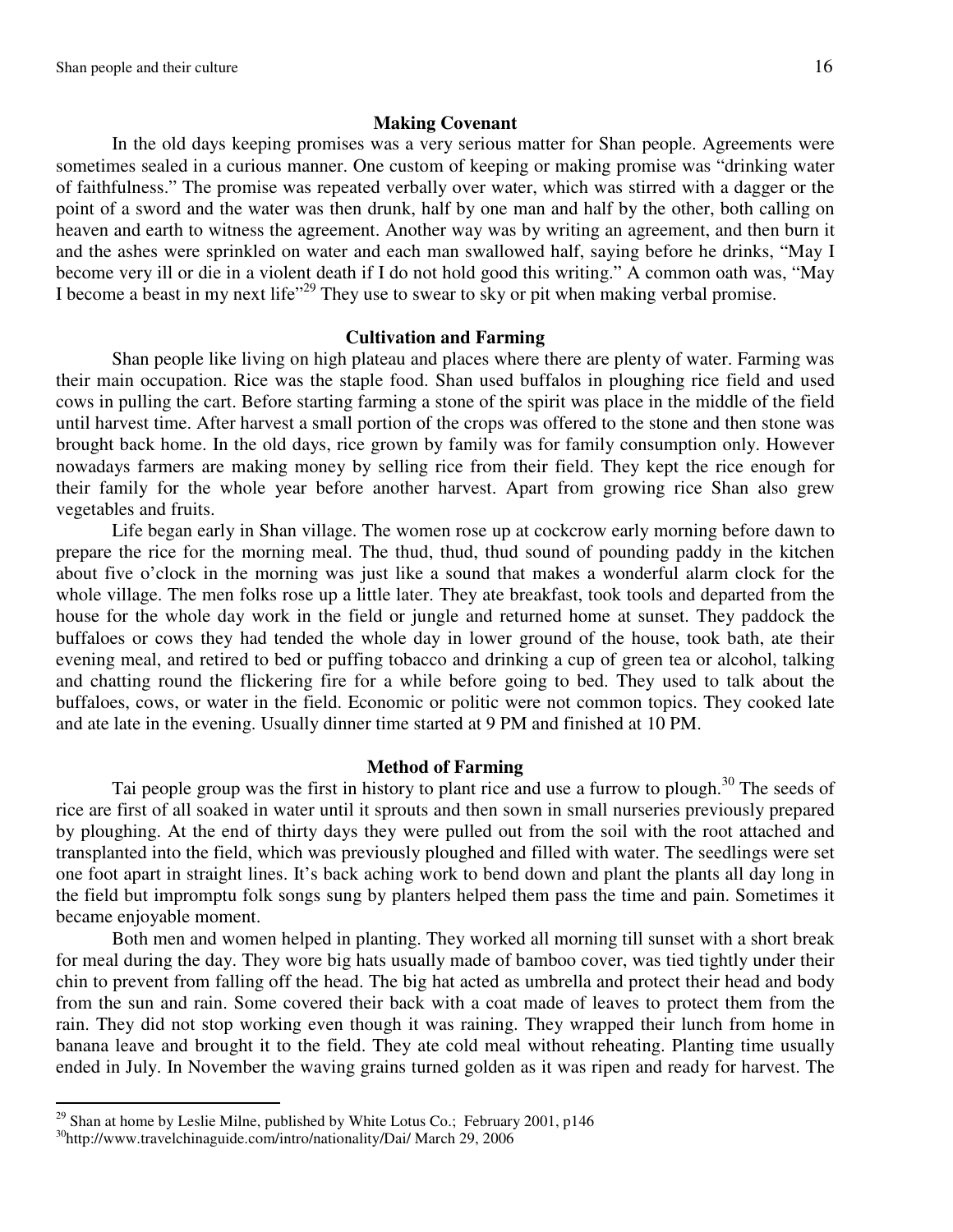### Making Covenant

In the old days keeping promises was a very serious matter for Shan people. Agreements were sometimes sealed in a curious manner. One custom of keeping or making promise was "drinking water of faithfulness." The promise was repeated verbally over water, which was stirred with a dagger or the point of a sword and the water was then drunk, half by one man and half by the other, both calling on heaven and earth to witness the agreement. Another way was by writing an agreement, and then burn it and the ashes were sprinkled on water and each man swallowed half, saying before he drinks, "May I become very ill or die in a violent death if I do not hold good this writing." A common oath was, "May I become a beast in my next life"[29] They use to swear to sky or pit when making verbal promise.

### Cultivation and Farming

Shan people like living on high plateau and places where there are plenty of water. Farming was their main occupation. Rice was the staple food. Shan used buffalos in ploughing rice field and used cows in pulling the cart. Before starting farming a stone of the spirit was place in the middle of the field until harvest time. After harvest a small portion of the crops was offered to the stone and then stone was brought back home. In the old days, rice grown by family was for family consumption only. However nowadays farmers are making money by selling rice from their field. They kept the rice enough for their family for the whole year before another harvest. Apart from growing rice Shan also grew vegetables and fruits.

Life began early in Shan village. The women rose up at cockcrow early morning before dawn to prepare the rice for the morning meal. The thud, thud, thud sound of pounding paddy in the kitchen about five o'clock in the morning was just like a sound that makes a wonderful alarm clock for the whole village. The men folks rose up a little later. They ate breakfast, took tools and departed from the house for the whole day work in the field or jungle and returned home at sunset. They paddock the buffaloes or cows they had tended the whole day in lower ground of the house, took bath, ate their evening meal, and retired to bed or puffing tobacco and drinking a cup of green tea or alcohol, talking and chatting round the flickering fire for a while before going to bed. They used to talk about the buffaloes, cows, or water in the field. Economic or politic were not common topics. They cooked late and ate late in the evening. Usually dinner time started at 9 PM and finished at 10 PM.

### Method of Farming

Tai people group was the first in history to plant rice and use a furrow to plough.[30] The seeds of rice are first of all soaked in water until it sprouts and then sown in small nurseries previously prepared by ploughing. At the end of thirty days they were pulled out from the soil with the root attached and transplanted into the field, which was previously ploughed and filled with water. The seedlings were set one foot apart in straight lines. It's back aching work to bend down and plant the plants all day long in the field but impromptu folk songs sung by planters helped them pass the time and pain. Sometimes it became enjoyable moment.

Both men and women helped in planting. They worked all morning till sunset with a short break for meal during the day. They wore big hats usually made of bamboo cover, was tied tightly under their chin to prevent from falling off the head. The big hat acted as umbrella and protect their head and body from the sun and rain. Some covered their back with a coat made of leaves to protect them from the rain. They did not stop working even though it was raining. They wrapped their lunch from home in banana leave and brought it to the field. They ate cold meal without reheating. Planting time usually ended in July. In November the waving grains turned golden as it was ripen and ready for harvest. The

---

[29] Shan at home by Leslie Milne, published by White Lotus Co.; February 2001, p146

[30] http://www.travelchinaguide.com/intro/nationality/Dai/ March 29, 2006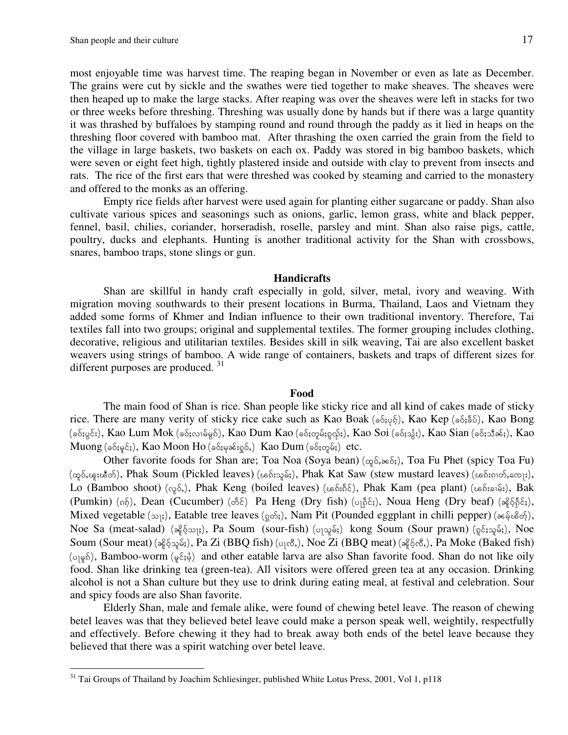most enjoyable time was harvest time. The reaping began in November or even as late as December. The grains were cut by sickle and the swathes were tied together to make sheaves. The sheaves were then heaped up to make the large stacks. After reaping was over the sheaves were left in stacks for two or three weeks before threshing. Threshing was usually done by hands but if there was a large quantity it was thrashed by buffaloes by stamping round and round through the paddy as it lied in heaps on the threshing floor covered with bamboo mat. After thrashing the oxen carried the grain from the field to the village in large baskets, two baskets on each ox. Paddy was stored in big bamboo baskets, which were seven or eight feet high, tightly plastered inside and outside with clay to prevent from insects and rats. The rice of the first ears that were threshed was cooked by steaming and carried to the monastery and offered to the monks as an offering.

Empty rice fields after harvest were used again for planting either sugarcane or paddy. Shan also cultivate various spices and seasonings such as onions, garlic, lemon grass, white and black pepper, fennel, basil, chilies, coriander, horseradish, roselle, parsley and mint. Shan also raise pigs, cattle, poultry, ducks and elephants. Hunting is another traditional activity for the Shan with crossbows, snares, bamboo traps, stone slings or gun.

### Handicrafts

Shan are skillful in handy craft especially in gold, silver, metal, ivory and weaving. With migration moving southwards to their present locations in Burma, Thailand, Laos and Vietnam they added some forms of Khmer and Indian influence to their own traditional inventory. Therefore, Tai textiles fall into two groups; original and supplemental textiles. The former grouping includes clothing, decorative, religious and utilitarian textiles. Besides skill in silk weaving, Tai are also excellent basket weavers using strings of bamboo. A wide range of containers, baskets and traps of different sizes for different purposes are produced. [31]

### Food

The main food of Shan is rice. Shan people like sticky rice and all kind of cakes made of sticky rice. There are many verity of sticky rice cake such as Kao Boak (ၶဝ်ႈပုၵ်ႉ), Kao Kep (ၶဝ်ႈၶဵပ်), Kao Bong (ၶဝ်ႈပွင်း), Kao Lum Mok (ၶဝ်ႈလၢမ်မွၵ်), Kao Dum Kao (ၶဝ်ႈတူမ်းၵူၺ်း), Kao Soi (ၶဝ်ႈသွႆး), Kao Sian (ၶဝ်ႈသီၼ်း), Kao Muong (ၶဝ်ႈမူင်း), Kao Moon Ho (ၶဝ်ႈမုၼ်းႁူဝ်,) Kao Dum (ၶဝ်ႈတူမ်း) etc.

Other favorite foods for Shan are; Toa Noa (Soya bean) (ထူဝ်ႇၼဝ်ႈ), Toa Fu Phet (spicy Toa Fu) (ထူဝ်ႇၾူးၽဵတ်), Phak Soum (Pickled leaves) (ၽၵ်းသူမ်ႈ), Phak Kat Saw (stew mustard leaves) (ၽၵ်းၵၢတ်ႇလေႃး), Lo (Bamboo shoot) (လူဝ်ႇ), Phak Keng (boiled leaves) (ၽၵ်းၵဵင်), Phak Kam (pea plant) (ၽၵ်းၶၢမ်း), Bak (Pumkin) (ၵၢၵ်ႉ), Dean (Cucumber) (တႅင်) Pa Heng (Dry fish) (ပႃႁႅင်ႈ), Noua Heng (Dry beaf) (ၼိူဝ်ႉႁႅင်ႈ), Mixed vegetable (သႃႈ), Eatable tree leaves (ၵွတ်ႈ), Nam Pit (Pounded eggplant in chilli pepper) (ၼမ်ႉၽိတ်ႉ), Noe Sa (meat-salad) (ၼိူဝ်ႉသႃႈ), Pa Soum (sour-fish) (ပႃသူမ်ႈ) kong Soum (Sour prawn) (ၵုင်ႈသူမ်ႈ), Noe Soum (Sour meat) (ၼိူဝ်ႉသူမ်ႈ), Pa Zi (BBQ fish) (ပႃၸီႇ), Noe Zi (BBQ meat) (ၼိူဝ်ႉၸီႇ), Pa Moke (Baked fish) (ပႃမွၵ်), Bamboo-worm (မူင်ႈမႂ်) and other eatable larva are also Shan favorite food. Shan do not like oily food. Shan like drinking tea (green-tea). All visitors were offered green tea at any occasion. Drinking alcohol is not a Shan culture but they use to drink during eating meal, at festival and celebration. Sour and spicy foods are also Shan favorite.

Elderly Shan, male and female alike, were found of chewing betel leave. The reason of chewing betel leaves was that they believed betel leave could make a person speak well, weightily, respectfully and effectively. Before chewing it they had to break away both ends of the betel leave because they believed that there was a spirit watching over betel leave.

---

[31] Tai Groups of Thailand by Joachim Schliesinger, published White Lotus Press, 2001, Vol 1, p118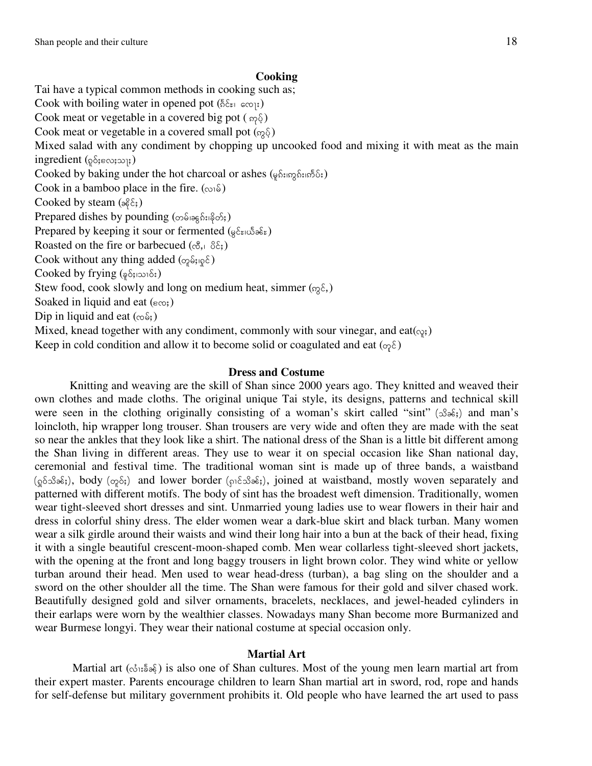## Cooking

Tai have a typical common methods in cooking such as;
Cook with boiling water in opened pot (ၵ်ႂၼ်း၊ လေႃး)
Cook meat or vegetable in a covered big pot ( ၵုပ်ႉ)
Cook meat or vegetable in a covered small pot (ၵွပ်ႉ)
Mixed salad with any condiment by chopping up uncooked food and mixing it with meat as the main ingredient (ႁုပ်ႈၼေႃးသႃႈ)
Cooked by baking under the hot charcoal or ashes (မူၵ်း၊ၵွၵ်း၊ၵၢပ်း)
Cook in a bamboo place in the fire. (လၢမ်)
Cooked by steam (ၼိုင်ႈ)
Prepared dishes by pounding (တမ်၊ၶွၵ်း၊ၶိတ်ႈ)
Prepared by keeping it sour or fermented (မွင်း၊ယ်ႂၼ်း)
Roasted on the fire or barbecued (ၸီႇ၊ ပိင်ႈ)
Cook without any thing added (တူမ်ႈ၊ႁွင်)
Cooked by frying (ၶူဝ်ႈ၊သၢဝ်း)
Stew food, cook slowly and long on medium heat, simmer (ၵွင်ႇ)
Soaked in liquid and eat (ၼေႃႈ)
Dip in liquid and eat (လမ်ႈ)
Mixed, knead together with any condiment, commonly with sour vinegar, and eat(လူႈ)
Keep in cold condition and allow it to become solid or coagulated and eat (တွင်)

## Dress and Costume

Knitting and weaving are the skill of Shan since 2000 years ago. They knitted and weaved their own clothes and made cloths. The original unique Tai style, its designs, patterns and technical skill were seen in the clothing originally consisting of a woman's skirt called "sint" (သိၼ်ႈ) and man's loincloth, hip wrapper long trouser. Shan trousers are very wide and often they are made with the seat so near the ankles that they look like a shirt. The national dress of the Shan is a little bit different among the Shan living in different areas. They use to wear it on special occasion like Shan national day, ceremonial and festival time. The traditional woman sint is made up of three bands, a waistband (ႁူဝ်သိၼ်ႈ), body (တူဝ်ႈ) and lower border (ၵၢင်သိၼ်ႈ), joined at waistband, mostly woven separately and patterned with different motifs. The body of sint has the broadest weft dimension. Traditionally, women wear tight-sleeved short dresses and sint. Unmarried young ladies use to wear flowers in their hair and dress in colorful shiny dress. The elder women wear a dark-blue skirt and black turban. Many women wear a silk girdle around their waists and wind their long hair into a bun at the back of their head, fixing it with a single beautiful crescent-moon-shaped comb. Men wear collarless tight-sleeved short jackets, with the opening at the front and long baggy trousers in light brown color. They wind white or yellow turban around their head. Men used to wear head-dress (turban), a bag sling on the shoulder and a sword on the other shoulder all the time. The Shan were famous for their gold and silver chased work. Beautifully designed gold and silver ornaments, bracelets, necklaces, and jewel-headed cylinders in their earlaps were worn by the wealthier classes. Nowadays many Shan become more Burmanized and wear Burmese longyi. They wear their national costume at special occasion only.

## Martial Art

Martial art (လၢႆးၶႅၼ်ႇ) is also one of Shan cultures. Most of the young men learn martial art from their expert master. Parents encourage children to learn Shan martial art in sword, rod, rope and hands for self-defense but military government prohibits it. Old people who have learned the art used to pass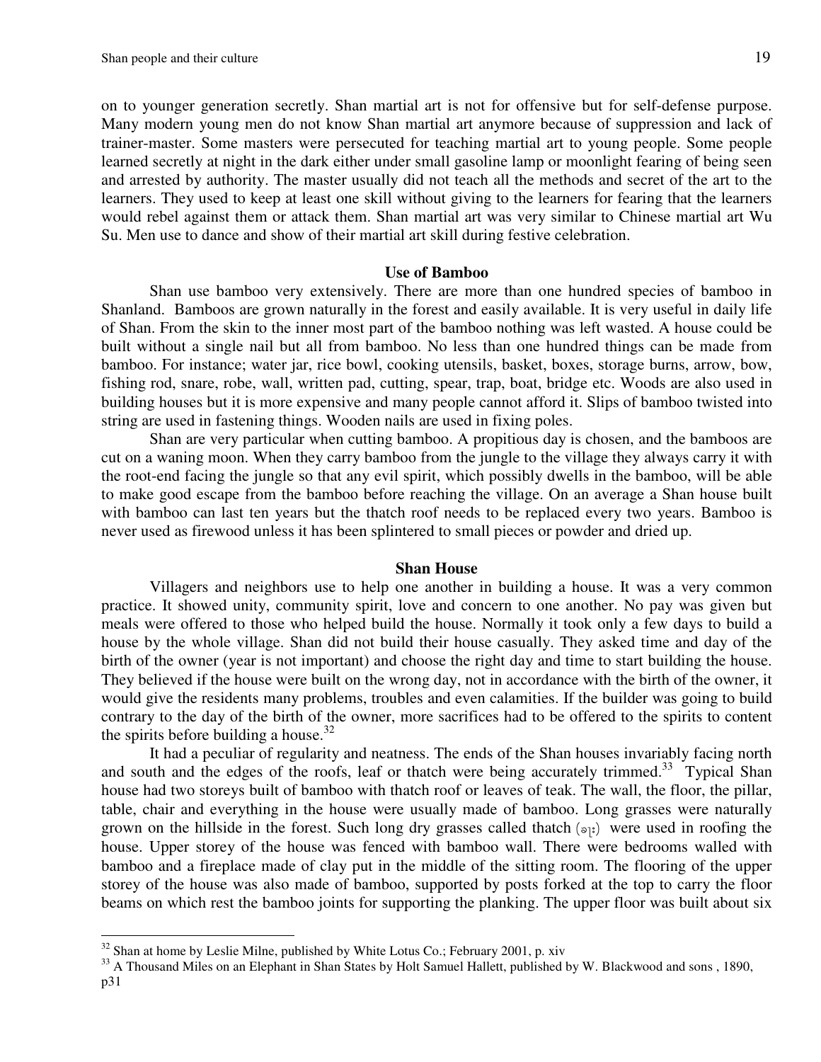on to younger generation secretly. Shan martial art is not for offensive but for self-defense purpose. Many modern young men do not know Shan martial art anymore because of suppression and lack of trainer-master. Some masters were persecuted for teaching martial art to young people. Some people learned secretly at night in the dark either under small gasoline lamp or moonlight fearing of being seen and arrested by authority. The master usually did not teach all the methods and secret of the art to the learners. They used to keep at least one skill without giving to the learners for fearing that the learners would rebel against them or attack them. Shan martial art was very similar to Chinese martial art Wu Su. Men use to dance and show of their martial art skill during festive celebration.

## Use of Bamboo

Shan use bamboo very extensively. There are more than one hundred species of bamboo in Shanland. Bamboos are grown naturally in the forest and easily available. It is very useful in daily life of Shan. From the skin to the inner most part of the bamboo nothing was left wasted. A house could be built without a single nail but all from bamboo. No less than one hundred things can be made from bamboo. For instance; water jar, rice bowl, cooking utensils, basket, boxes, storage burns, arrow, bow, fishing rod, snare, robe, wall, written pad, cutting, spear, trap, boat, bridge etc. Woods are also used in building houses but it is more expensive and many people cannot afford it. Slips of bamboo twisted into string are used in fastening things. Wooden nails are used in fixing poles.

Shan are very particular when cutting bamboo. A propitious day is chosen, and the bamboos are cut on a waning moon. When they carry bamboo from the jungle to the village they always carry it with the root-end facing the jungle so that any evil spirit, which possibly dwells in the bamboo, will be able to make good escape from the bamboo before reaching the village. On an average a Shan house built with bamboo can last ten years but the thatch roof needs to be replaced every two years. Bamboo is never used as firewood unless it has been splintered to small pieces or powder and dried up.

## Shan House

Villagers and neighbors use to help one another in building a house. It was a very common practice. It showed unity, community spirit, love and concern to one another. No pay was given but meals were offered to those who helped build the house. Normally it took only a few days to build a house by the whole village. Shan did not build their house casually. They asked time and day of the birth of the owner (year is not important) and choose the right day and time to start building the house. They believed if the house were built on the wrong day, not in accordance with the birth of the owner, it would give the residents many problems, troubles and even calamities. If the builder was going to build contrary to the day of the birth of the owner, more sacrifices had to be offered to the spirits to content the spirits before building a house.[32]

It had a peculiar of regularity and neatness. The ends of the Shan houses invariably facing north and south and the edges of the roofs, leaf or thatch were being accurately trimmed.[33] Typical Shan house had two storeys built of bamboo with thatch roof or leaves of teak. The wall, the floor, the pillar, table, chair and everything in the house were usually made of bamboo. Long grasses were naturally grown on the hillside in the forest. Such long dry grasses called thatch (ၶႃး) were used in roofing the house. Upper storey of the house was fenced with bamboo wall. There were bedrooms walled with bamboo and a fireplace made of clay put in the middle of the sitting room. The flooring of the upper storey of the house was also made of bamboo, supported by posts forked at the top to carry the floor beams on which rest the bamboo joints for supporting the planking. The upper floor was built about six

---

[32] Shan at home by Leslie Milne, published by White Lotus Co.; February 2001, p. xiv

[33] A Thousand Miles on an Elephant in Shan States by Holt Samuel Hallett, published by W. Blackwood and sons , 1890, p31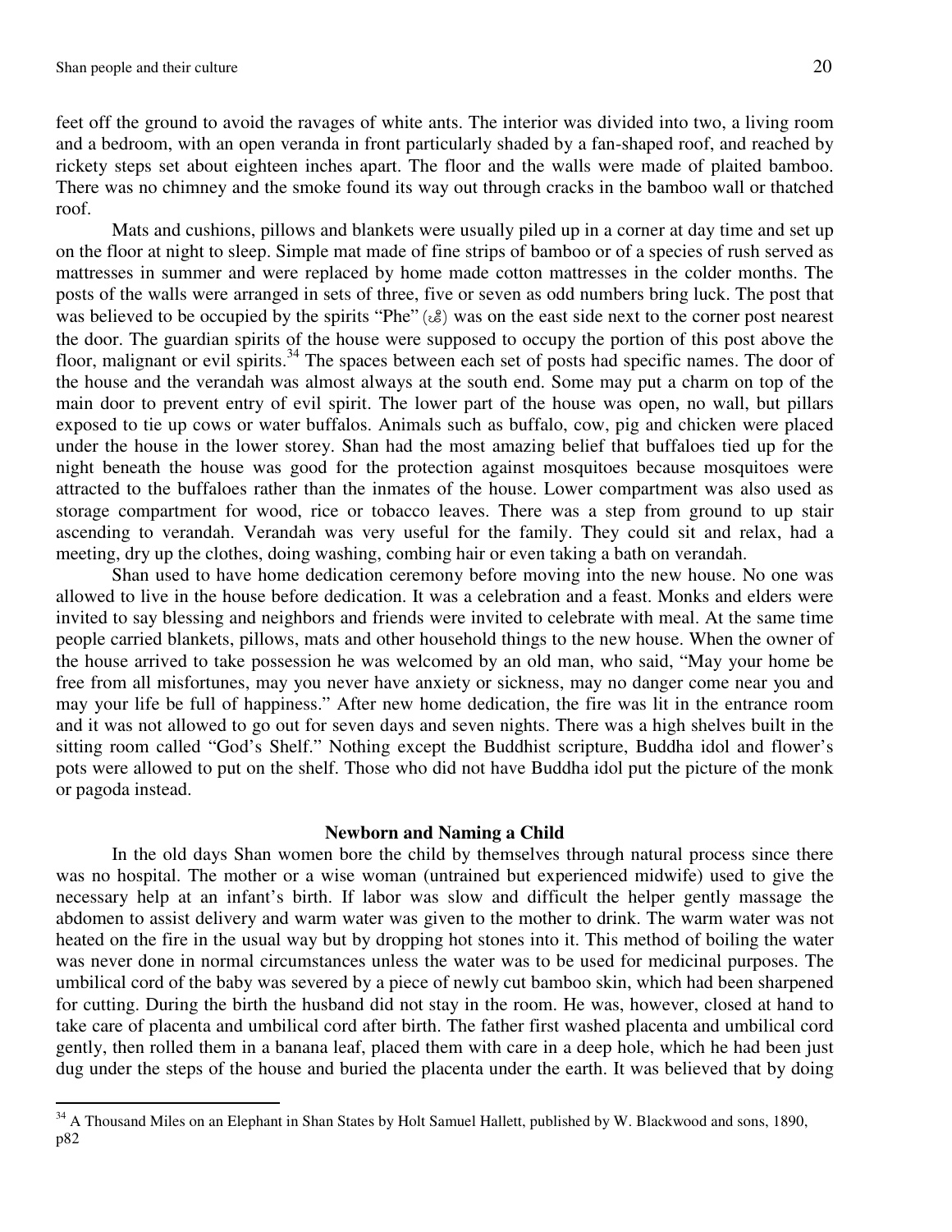feet off the ground to avoid the ravages of white ants. The interior was divided into two, a living room and a bedroom, with an open veranda in front particularly shaded by a fan-shaped roof, and reached by rickety steps set about eighteen inches apart. The floor and the walls were made of plaited bamboo. There was no chimney and the smoke found its way out through cracks in the bamboo wall or thatched roof.

Mats and cushions, pillows and blankets were usually piled up in a corner at day time and set up on the floor at night to sleep. Simple mat made of fine strips of bamboo or of a species of rush served as mattresses in summer and were replaced by home made cotton mattresses in the colder months. The posts of the walls were arranged in sets of three, five or seven as odd numbers bring luck. The post that was believed to be occupied by the spirits "Phe" (ၽီ) was on the east side next to the corner post nearest the door. The guardian spirits of the house were supposed to occupy the portion of this post above the floor, malignant or evil spirits.[34] The spaces between each set of posts had specific names. The door of the house and the verandah was almost always at the south end. Some may put a charm on top of the main door to prevent entry of evil spirit. The lower part of the house was open, no wall, but pillars exposed to tie up cows or water buffalos. Animals such as buffalo, cow, pig and chicken were placed under the house in the lower storey. Shan had the most amazing belief that buffaloes tied up for the night beneath the house was good for the protection against mosquitoes because mosquitoes were attracted to the buffaloes rather than the inmates of the house. Lower compartment was also used as storage compartment for wood, rice or tobacco leaves. There was a step from ground to up stair ascending to verandah. Verandah was very useful for the family. They could sit and relax, had a meeting, dry up the clothes, doing washing, combing hair or even taking a bath on verandah.

Shan used to have home dedication ceremony before moving into the new house. No one was allowed to live in the house before dedication. It was a celebration and a feast. Monks and elders were invited to say blessing and neighbors and friends were invited to celebrate with meal. At the same time people carried blankets, pillows, mats and other household things to the new house. When the owner of the house arrived to take possession he was welcomed by an old man, who said, "May your home be free from all misfortunes, may you never have anxiety or sickness, may no danger come near you and may your life be full of happiness." After new home dedication, the fire was lit in the entrance room and it was not allowed to go out for seven days and seven nights. There was a high shelves built in the sitting room called "God's Shelf." Nothing except the Buddhist scripture, Buddha idol and flower's pots were allowed to put on the shelf. Those who did not have Buddha idol put the picture of the monk or pagoda instead.

### Newborn and Naming a Child

In the old days Shan women bore the child by themselves through natural process since there was no hospital. The mother or a wise woman (untrained but experienced midwife) used to give the necessary help at an infant's birth. If labor was slow and difficult the helper gently massage the abdomen to assist delivery and warm water was given to the mother to drink. The warm water was not heated on the fire in the usual way but by dropping hot stones into it. This method of boiling the water was never done in normal circumstances unless the water was to be used for medicinal purposes. The umbilical cord of the baby was severed by a piece of newly cut bamboo skin, which had been sharpened for cutting. During the birth the husband did not stay in the room. He was, however, closed at hand to take care of placenta and umbilical cord after birth. The father first washed placenta and umbilical cord gently, then rolled them in a banana leaf, placed them with care in a deep hole, which he had been just dug under the steps of the house and buried the placenta under the earth. It was believed that by doing

---

[34] A Thousand Miles on an Elephant in Shan States by Holt Samuel Hallett, published by W. Blackwood and sons, 1890, p82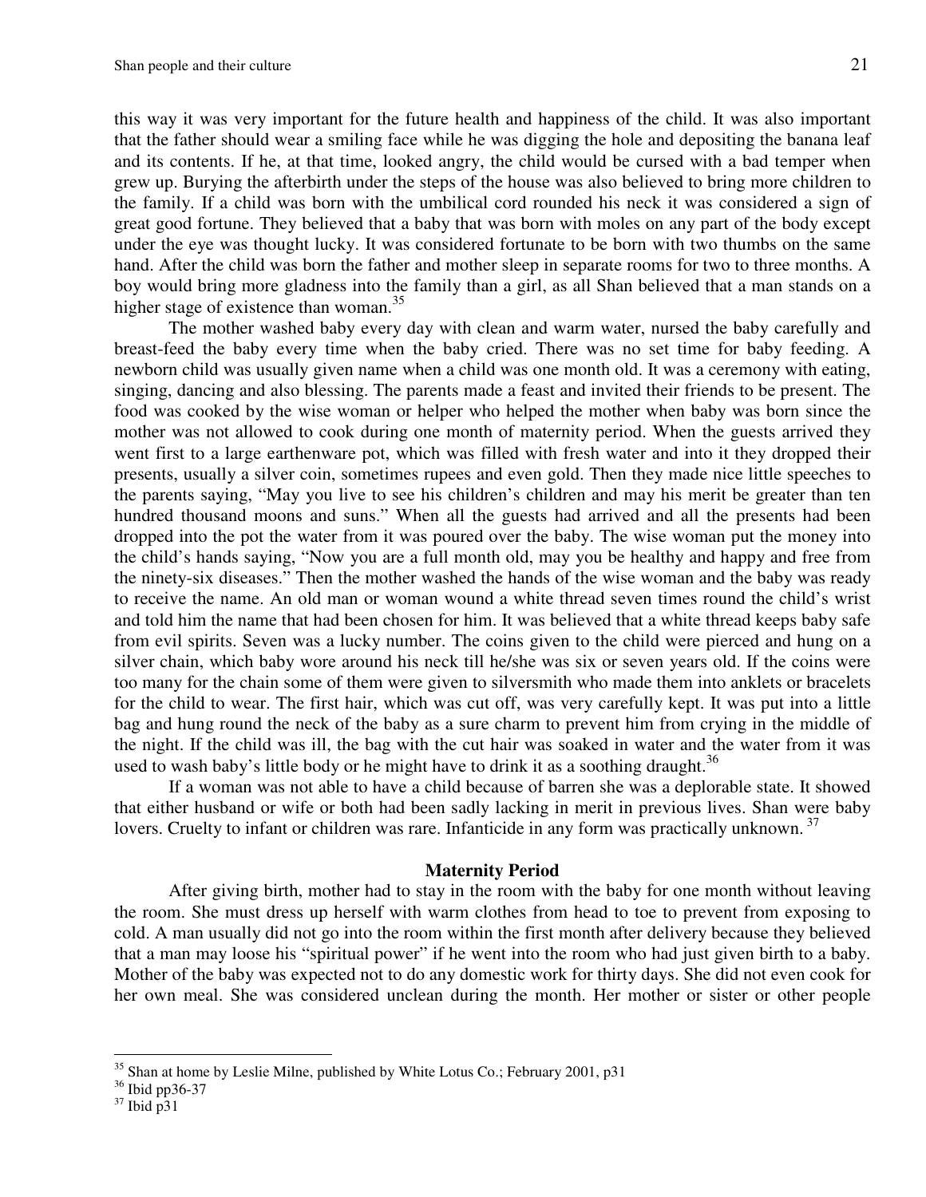this way it was very important for the future health and happiness of the child. It was also important that the father should wear a smiling face while he was digging the hole and depositing the banana leaf and its contents. If he, at that time, looked angry, the child would be cursed with a bad temper when grew up. Burying the afterbirth under the steps of the house was also believed to bring more children to the family. If a child was born with the umbilical cord rounded his neck it was considered a sign of great good fortune. They believed that a baby that was born with moles on any part of the body except under the eye was thought lucky. It was considered fortunate to be born with two thumbs on the same hand. After the child was born the father and mother sleep in separate rooms for two to three months. A boy would bring more gladness into the family than a girl, as all Shan believed that a man stands on a higher stage of existence than woman.[35]

The mother washed baby every day with clean and warm water, nursed the baby carefully and breast-feed the baby every time when the baby cried. There was no set time for baby feeding. A newborn child was usually given name when a child was one month old. It was a ceremony with eating, singing, dancing and also blessing. The parents made a feast and invited their friends to be present. The food was cooked by the wise woman or helper who helped the mother when baby was born since the mother was not allowed to cook during one month of maternity period. When the guests arrived they went first to a large earthenware pot, which was filled with fresh water and into it they dropped their presents, usually a silver coin, sometimes rupees and even gold. Then they made nice little speeches to the parents saying, "May you live to see his children's children and may his merit be greater than ten hundred thousand moons and suns." When all the guests had arrived and all the presents had been dropped into the pot the water from it was poured over the baby. The wise woman put the money into the child's hands saying, "Now you are a full month old, may you be healthy and happy and free from the ninety-six diseases." Then the mother washed the hands of the wise woman and the baby was ready to receive the name. An old man or woman wound a white thread seven times round the child's wrist and told him the name that had been chosen for him. It was believed that a white thread keeps baby safe from evil spirits. Seven was a lucky number. The coins given to the child were pierced and hung on a silver chain, which baby wore around his neck till he/she was six or seven years old. If the coins were too many for the chain some of them were given to silversmith who made them into anklets or bracelets for the child to wear. The first hair, which was cut off, was very carefully kept. It was put into a little bag and hung round the neck of the baby as a sure charm to prevent him from crying in the middle of the night. If the child was ill, the bag with the cut hair was soaked in water and the water from it was used to wash baby's little body or he might have to drink it as a soothing draught.[36]

If a woman was not able to have a child because of barren she was a deplorable state. It showed that either husband or wife or both had been sadly lacking in merit in previous lives. Shan were baby lovers. Cruelty to infant or children was rare. Infanticide in any form was practically unknown.[37]

### Maternity Period

After giving birth, mother had to stay in the room with the baby for one month without leaving the room. She must dress up herself with warm clothes from head to toe to prevent from exposing to cold. A man usually did not go into the room within the first month after delivery because they believed that a man may loose his "spiritual power" if he went into the room who had just given birth to a baby. Mother of the baby was expected not to do any domestic work for thirty days. She did not even cook for her own meal. She was considered unclean during the month. Her mother or sister or other people

---

[35] Shan at home by Leslie Milne, published by White Lotus Co.; February 2001, p31

[36] Ibid pp36-37

[37] Ibid p31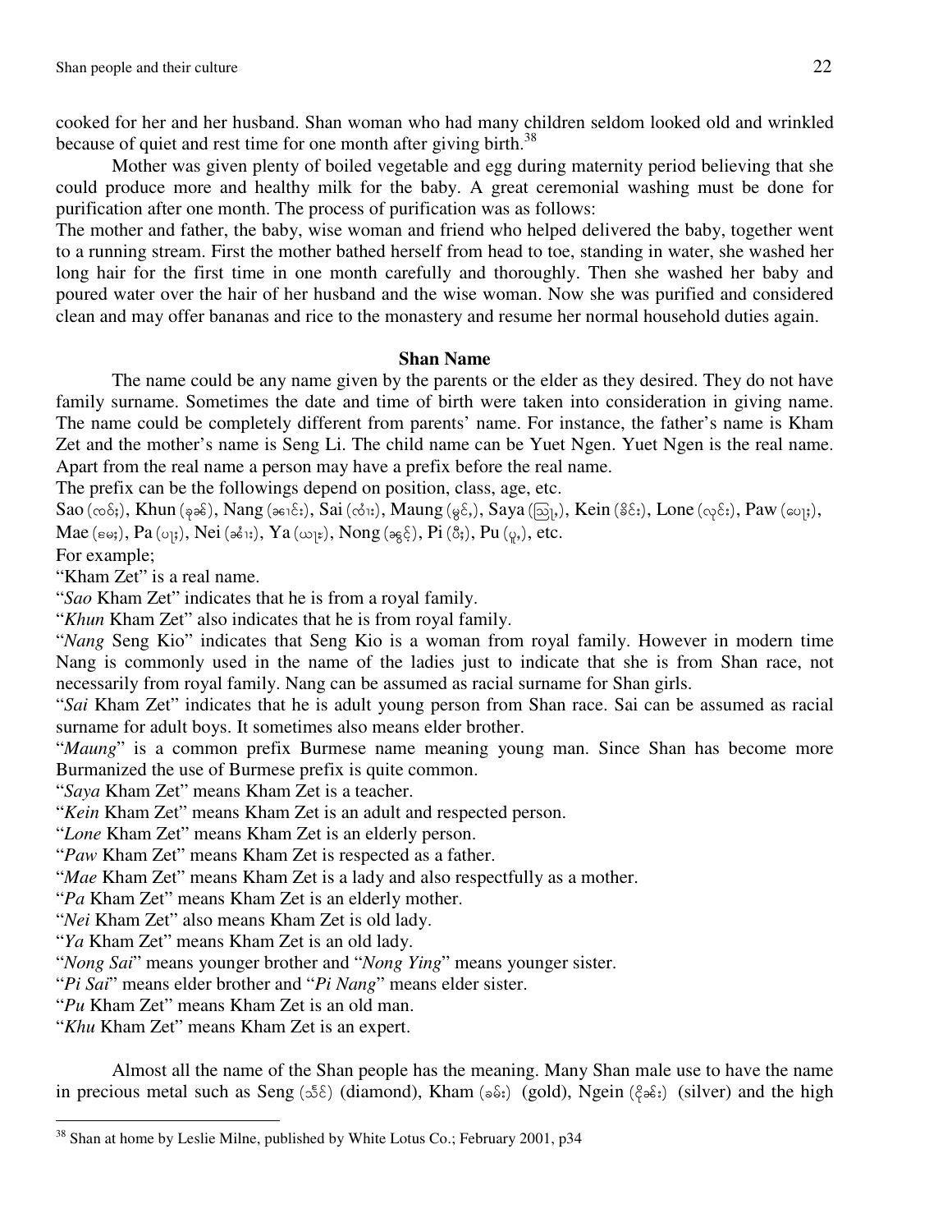cooked for her and her husband. Shan woman who had many children seldom looked old and wrinkled because of quiet and rest time for one month after giving birth.[38]

Mother was given plenty of boiled vegetable and egg during maternity period believing that she could produce more and healthy milk for the baby. A great ceremonial washing must be done for purification after one month. The process of purification was as follows:

The mother and father, the baby, wise woman and friend who helped delivered the baby, together went to a running stream. First the mother bathed herself from head to toe, standing in water, she washed her long hair for the first time in one month carefully and thoroughly. Then she washed her baby and poured water over the hair of her husband and the wise woman. Now she was purified and considered clean and may offer bananas and rice to the monastery and resume her normal household duties again.

## Shan Name

The name could be any name given by the parents or the elder as they desired. They do not have family surname. Sometimes the date and time of birth were taken into consideration in giving name. The name could be completely different from parents' name. For instance, the father's name is Kham Zet and the mother's name is Seng Li. The child name can be Yuet Ngen. Yuet Ngen is the real name. Apart from the real name a person may have a prefix before the real name.

The prefix can be the followings depend on position, class, age, etc.

Sao (ၸဝ်ႈ), Khun (ၶုၼ်), Nang (ၼၢင်း), Sai (ၸၢႆး), Maung (မွင်ႇ), Saya (သြႃႇ), Kein (ၶိင်း), Lone (လုင်း), Paw (ပေႃႈ), Mae (မေႈ), Pa (ပႃႈ), Nei (ၼၢႆး), Ya (ယႃႈ), Nong (ၼွင်ႉ), Pi (ပီႈ), Pu (ပူႇ), etc.

For example;

"Kham Zet" is a real name.

"*Sao* Kham Zet" indicates that he is from a royal family.

"*Khun* Kham Zet" also indicates that he is from royal family.

"*Nang* Seng Kio" indicates that Seng Kio is a woman from royal family. However in modern time Nang is commonly used in the name of the ladies just to indicate that she is from Shan race, not necessarily from royal family. Nang can be assumed as racial surname for Shan girls.

"*Sai* Kham Zet" indicates that he is adult young person from Shan race. Sai can be assumed as racial surname for adult boys. It sometimes also means elder brother.

"*Maung*" is a common prefix Burmese name meaning young man. Since Shan has become more Burmanized the use of Burmese prefix is quite common.

"*Saya* Kham Zet" means Kham Zet is a teacher.

"*Kein* Kham Zet" means Kham Zet is an adult and respected person.

"*Lone* Kham Zet" means Kham Zet is an elderly person.

"*Paw* Kham Zet" means Kham Zet is respected as a father.

"*Mae* Kham Zet" means Kham Zet is a lady and also respectfully as a mother.

"*Pa* Kham Zet" means Kham Zet is an elderly mother.

"*Nei* Kham Zet" also means Kham Zet is old lady.

"*Ya* Kham Zet" means Kham Zet is an old lady.

"*Nong Sai*" means younger brother and "*Nong Ying*" means younger sister.

"*Pi Sai*" means elder brother and "*Pi Nang*" means elder sister.

"*Pu* Kham Zet" means Kham Zet is an old man.

"*Khu* Kham Zet" means Kham Zet is an expert.

Almost all the name of the Shan people has the meaning. Many Shan male use to have the name in precious metal such as Seng (သႅင်) (diamond), Kham (ၶမ်း) (gold), Ngein (ငိုၼ်း) (silver) and the high

[38] Shan at home by Leslie Milne, published by White Lotus Co.; February 2001, p34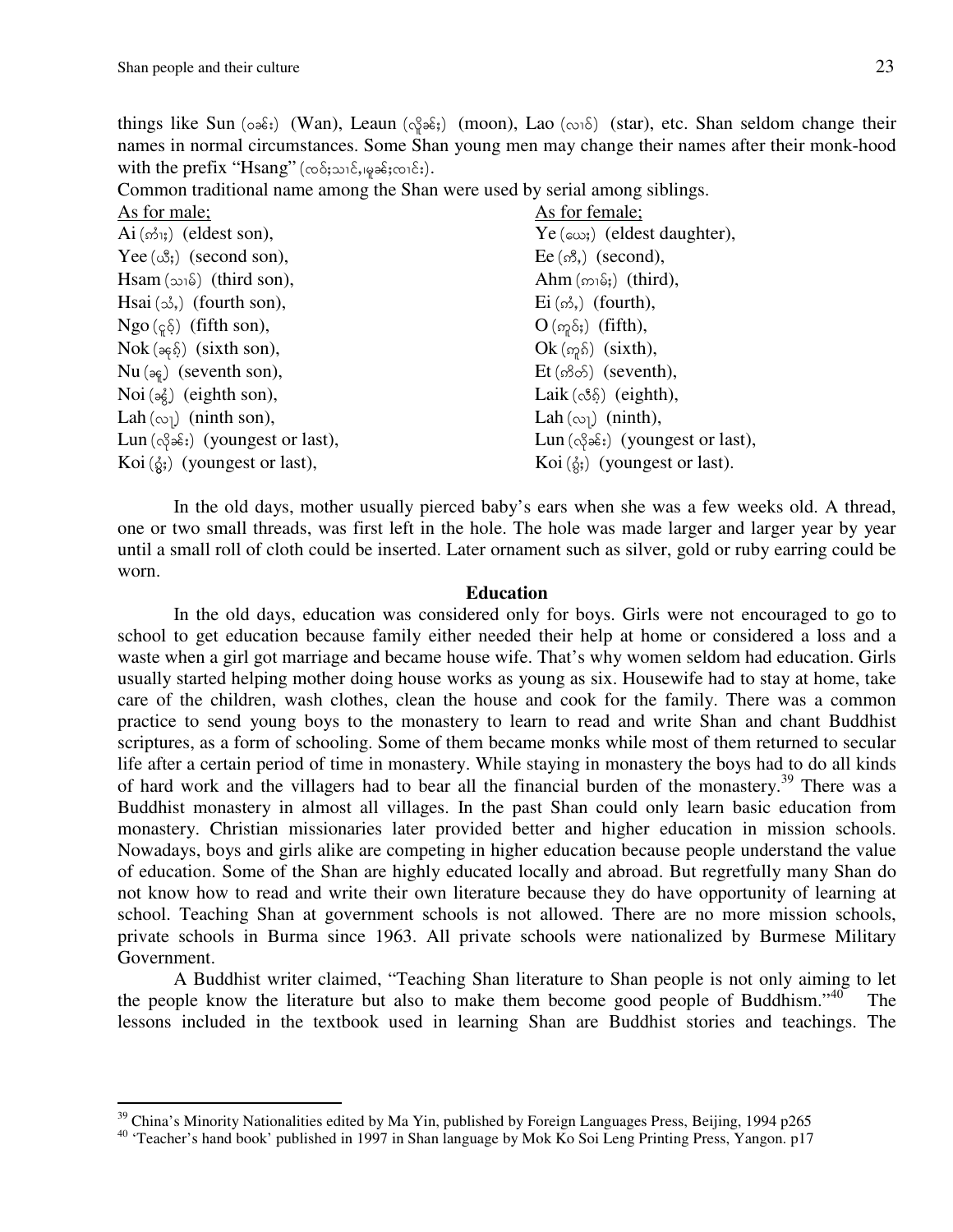things like Sun (ဝၼ်း) (Wan), Leaun (လိူၼ်း) (moon), Lao (လၢဝ်) (star), etc. Shan seldom change their names in normal circumstances. Some Shan young men may change their names after their monk-hood with the prefix "Hsang" (ထဝ်းသၢင်,မူၼ်းလၢင်း).

Common traditional name among the Shan were used by serial among siblings.

| As for male; | As for female; |
|---|---|
| Ai (ဢၢႆး) (eldest son), | Ye (ယေး) (eldest daughter), |
| Yee (ယီး) (second son), | Ee (ဢီႇ) (second), |
| Hsam (သၢမ်) (third son), | Ahm (ဢၢမ်း) (third), |
| Hsai (သႆႇ) (fourth son), | Ei (ဢႆႇ) (fourth), |
| Ngo (ငူဝ်) (fifth son), | O (ဢူဝ်း) (fifth), |
| Nok (ၼူၵ်ႉ) (sixth son), | Ok (ဢူၵ်) (sixth), |
| Nu (ၼူႉ) (seventh son), | Et (ဢဵတ်) (seventh), |
| Noi (ၼွႆႉ) (eighth son), | Laik (လဵၵ်ႉ) (eighth), |
| Lah (လႃႉ) (ninth son), | Lah (လႃႉ) (ninth), |
| Lun (လိုၼ်း) (youngest or last), | Lun (လိုၼ်း) (youngest or last), |
| Koi (ၵွႆး) (youngest or last), | Koi (ၵွႆး) (youngest or last). |

In the old days, mother usually pierced baby's ears when she was a few weeks old. A thread, one or two small threads, was first left in the hole. The hole was made larger and larger year by year until a small roll of cloth could be inserted. Later ornament such as silver, gold or ruby earring could be worn.

## Education

In the old days, education was considered only for boys. Girls were not encouraged to go to school to get education because family either needed their help at home or considered a loss and a waste when a girl got marriage and became house wife. That's why women seldom had education. Girls usually started helping mother doing house works as young as six. Housewife had to stay at home, take care of the children, wash clothes, clean the house and cook for the family. There was a common practice to send young boys to the monastery to learn to read and write Shan and chant Buddhist scriptures, as a form of schooling. Some of them became monks while most of them returned to secular life after a certain period of time in monastery. While staying in monastery the boys had to do all kinds of hard work and the villagers had to bear all the financial burden of the monastery.[39] There was a Buddhist monastery in almost all villages. In the past Shan could only learn basic education from monastery. Christian missionaries later provided better and higher education in mission schools. Nowadays, boys and girls alike are competing in higher education because people understand the value of education. Some of the Shan are highly educated locally and abroad. But regretfully many Shan do not know how to read and write their own literature because they do have opportunity of learning at school. Teaching Shan at government schools is not allowed. There are no more mission schools, private schools in Burma since 1963. All private schools were nationalized by Burmese Military Government.

A Buddhist writer claimed, "Teaching Shan literature to Shan people is not only aiming to let the people know the literature but also to make them become good people of Buddhism."[40] The lessons included in the textbook used in learning Shan are Buddhist stories and teachings. The

[39] China's Minority Nationalities edited by Ma Yin, published by Foreign Languages Press, Beijing, 1994 p265

[40] 'Teacher's hand book' published in 1997 in Shan language by Mok Ko Soi Leng Printing Press, Yangon. p17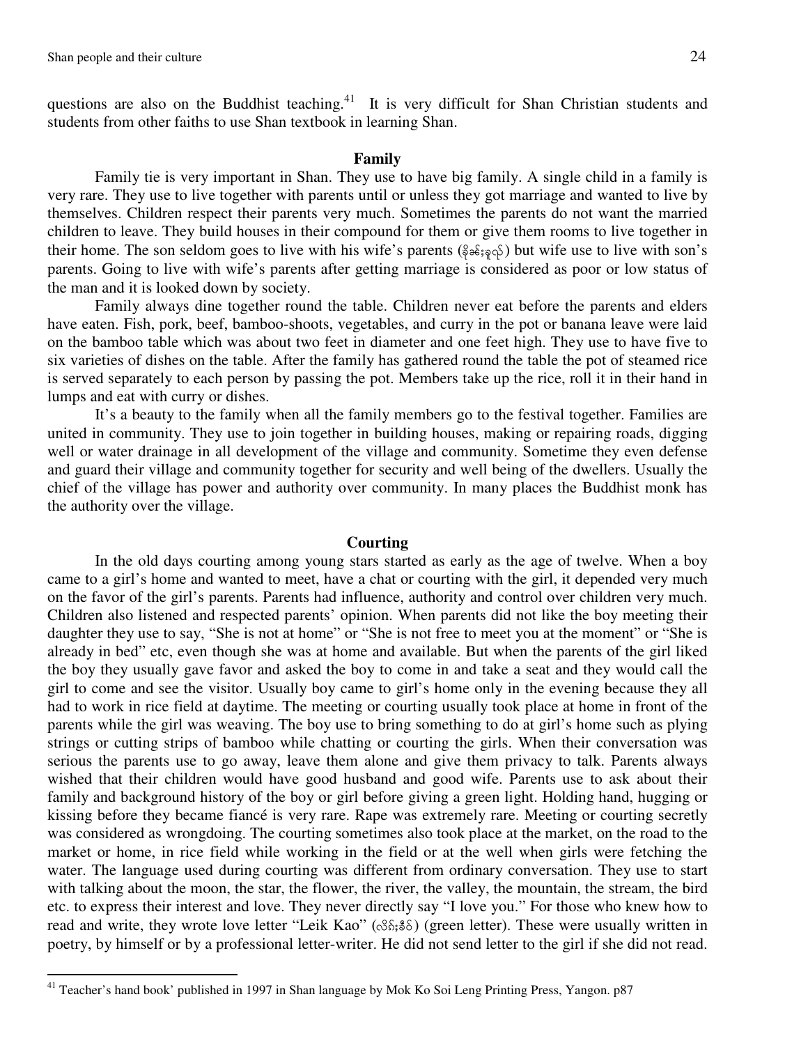questions are also on the Buddhist teaching.[41] It is very difficult for Shan Christian students and students from other faiths to use Shan textbook in learning Shan.

## Family

Family tie is very important in Shan. They use to have big family. A single child in a family is very rare. They use to live together with parents until or unless they got marriage and wanted to live by themselves. Children respect their parents very much. Sometimes the parents do not want the married children to leave. They build houses in their compound for them or give them rooms to live together in their home. The son seldom goes to live with his wife's parents (ၶိုၼ်းၶူၺ်) but wife use to live with son's parents. Going to live with wife's parents after getting marriage is considered as poor or low status of the man and it is looked down by society.

Family always dine together round the table. Children never eat before the parents and elders have eaten. Fish, pork, beef, bamboo-shoots, vegetables, and curry in the pot or banana leave were laid on the bamboo table which was about two feet in diameter and one feet high. They use to have five to six varieties of dishes on the table. After the family has gathered round the table the pot of steamed rice is served separately to each person by passing the pot. Members take up the rice, roll it in their hand in lumps and eat with curry or dishes.

It's a beauty to the family when all the family members go to the festival together. Families are united in community. They use to join together in building houses, making or repairing roads, digging well or water drainage in all development of the village and community. Sometime they even defense and guard their village and community together for security and well being of the dwellers. Usually the chief of the village has power and authority over community. In many places the Buddhist monk has the authority over the village.

## Courting

In the old days courting among young stars started as early as the age of twelve. When a boy came to a girl's home and wanted to meet, have a chat or courting with the girl, it depended very much on the favor of the girl's parents. Parents had influence, authority and control over children very much. Children also listened and respected parents' opinion. When parents did not like the boy meeting their daughter they use to say, "She is not at home" or "She is not free to meet you at the moment" or "She is already in bed" etc, even though she was at home and available. But when the parents of the girl liked the boy they usually gave favor and asked the boy to come in and take a seat and they would call the girl to come and see the visitor. Usually boy came to girl's home only in the evening because they all had to work in rice field at daytime. The meeting or courting usually took place at home in front of the parents while the girl was weaving. The boy use to bring something to do at girl's home such as plying strings or cutting strips of bamboo while chatting or courting the girls. When their conversation was serious the parents use to go away, leave them alone and give them privacy to talk. Parents always wished that their children would have good husband and good wife. Parents use to ask about their family and background history of the boy or girl before giving a green light. Holding hand, hugging or kissing before they became fiancé is very rare. Rape was extremely rare. Meeting or courting secretly was considered as wrongdoing. The courting sometimes also took place at the market, on the road to the market or home, in rice field while working in the field or at the well when girls were fetching the water. The language used during courting was different from ordinary conversation. They use to start with talking about the moon, the star, the flower, the river, the valley, the mountain, the stream, the bird etc. to express their interest and love. They never directly say "I love you." For those who knew how to read and write, they wrote love letter "Leik Kao" (လိၵ်ႈၶဵဝ်) (green letter). These were usually written in poetry, by himself or by a professional letter-writer. He did not send letter to the girl if she did not read.

---

[41] Teacher's hand book' published in 1997 in Shan language by Mok Ko Soi Leng Printing Press, Yangon. p87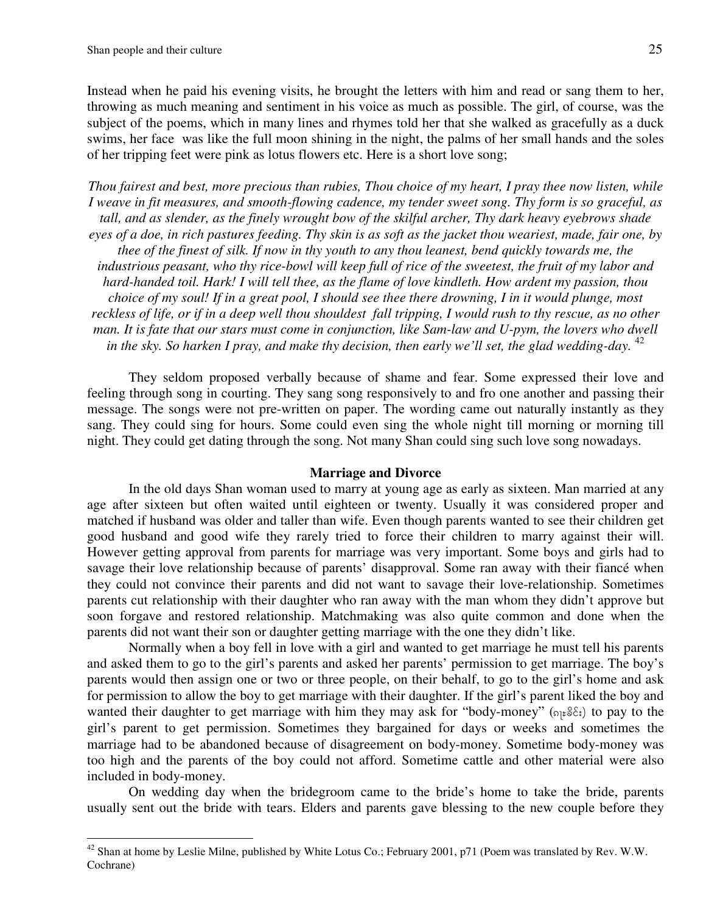Instead when he paid his evening visits, he brought the letters with him and read or sang them to her, throwing as much meaning and sentiment in his voice as much as possible. The girl, of course, was the subject of the poems, which in many lines and rhymes told her that she walked as gracefully as a duck swims, her face was like the full moon shining in the night, the palms of her small hands and the soles of her tripping feet were pink as lotus flowers etc. Here is a short love song;

*Thou fairest and best, more precious than rubies, Thou choice of my heart, I pray thee now listen, while I weave in fit measures, and smooth-flowing cadence, my tender sweet song. Thy form is so graceful, as tall, and as slender, as the finely wrought bow of the skilful archer, Thy dark heavy eyebrows shade eyes of a doe, in rich pastures feeding. Thy skin is as soft as the jacket thou weariest, made, fair one, by thee of the finest of silk. If now in thy youth to any thou leanest, bend quickly towards me, the industrious peasant, who thy rice-bowl will keep full of rice of the sweetest, the fruit of my labor and hard-handed toil. Hark! I will tell thee, as the flame of love kindleth. How ardent my passion, thou choice of my soul! If in a great pool, I should see thee there drowning, I in it would plunge, most reckless of life, or if in a deep well thou shouldest fall tripping, I would rush to thy rescue, as no other man. It is fate that our stars must come in conjunction, like Sam-law and U-pym, the lovers who dwell in the sky. So harken I pray, and make thy decision, then early we'll set, the glad wedding-day.* [42]

They seldom proposed verbally because of shame and fear. Some expressed their love and feeling through song in courting. They sang song responsively to and fro one another and passing their message. The songs were not pre-written on paper. The wording came out naturally instantly as they sang. They could sing for hours. Some could even sing the whole night till morning or morning till night. They could get dating through the song. Not many Shan could sing such love song nowadays.

## Marriage and Divorce

In the old days Shan woman used to marry at young age as early as sixteen. Man married at any age after sixteen but often waited until eighteen or twenty. Usually it was considered proper and matched if husband was older and taller than wife. Even though parents wanted to see their children get good husband and good wife they rarely tried to force their children to marry against their will. However getting approval from parents for marriage was very important. Some boys and girls had to savage their love relationship because of parents' disapproval. Some ran away with their fiancé when they could not convince their parents and did not want to savage their love-relationship. Sometimes parents cut relationship with their daughter who ran away with the man whom they didn't approve but soon forgave and restored relationship. Matchmaking was also quite common and done when the parents did not want their son or daughter getting marriage with the one they didn't like.

Normally when a boy fell in love with a girl and wanted to get marriage he must tell his parents and asked them to go to the girl's parents and asked her parents' permission to get marriage. The boy's parents would then assign one or two or three people, on their behalf, to go to the girl's home and ask for permission to allow the boy to get marriage with their daughter. If the girl's parent liked the boy and wanted their daughter to get marriage with him they may ask for "body-money" (ၵႃႇၶိုၼ်း) to pay to the girl's parent to get permission. Sometimes they bargained for days or weeks and sometimes the marriage had to be abandoned because of disagreement on body-money. Sometime body-money was too high and the parents of the boy could not afford. Sometime cattle and other material were also included in body-money.

On wedding day when the bridegroom came to the bride's home to take the bride, parents usually sent out the bride with tears. Elders and parents gave blessing to the new couple before they

---

[42] Shan at home by Leslie Milne, published by White Lotus Co.; February 2001, p71 (Poem was translated by Rev. W.W. Cochrane)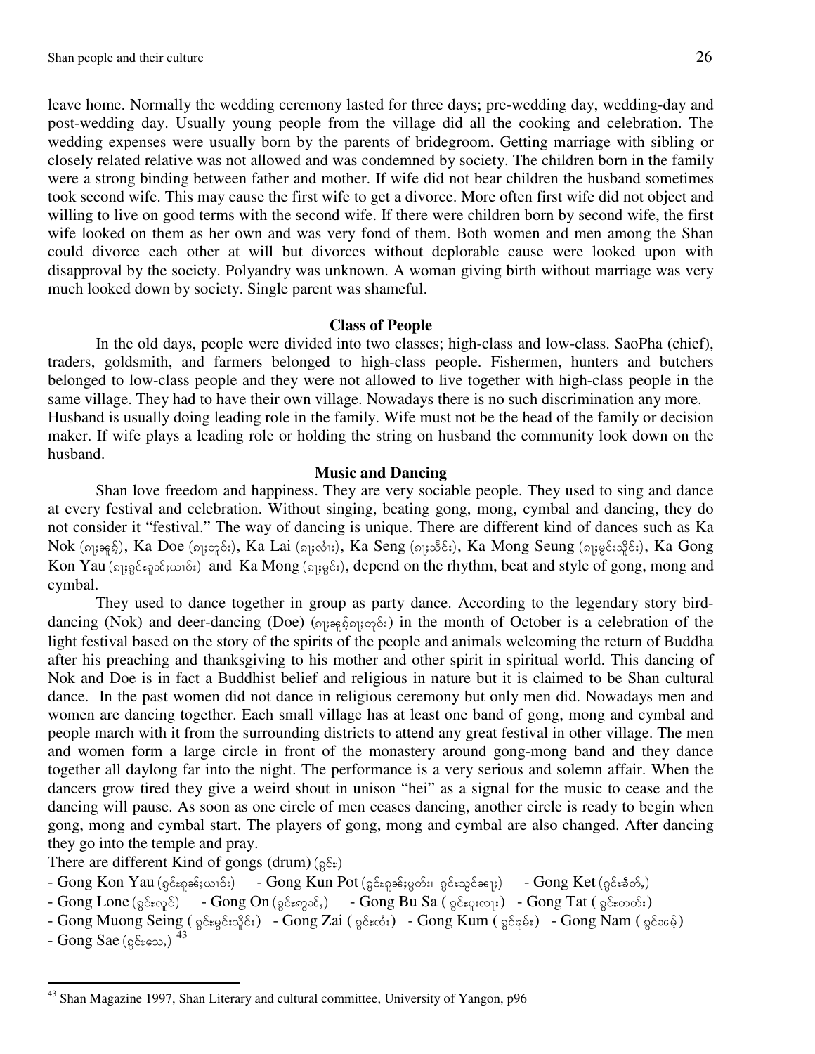leave home. Normally the wedding ceremony lasted for three days; pre-wedding day, wedding-day and post-wedding day. Usually young people from the village did all the cooking and celebration. The wedding expenses were usually born by the parents of bridegroom. Getting marriage with sibling or closely related relative was not allowed and was condemned by society. The children born in the family were a strong binding between father and mother. If wife did not bear children the husband sometimes took second wife. This may cause the first wife to get a divorce. More often first wife did not object and willing to live on good terms with the second wife. If there were children born by second wife, the first wife looked on them as her own and was very fond of them. Both women and men among the Shan could divorce each other at will but divorces without deplorable cause were looked upon with disapproval by the society. Polyandry was unknown. A woman giving birth without marriage was very much looked down by society. Single parent was shameful.

## Class of People

In the old days, people were divided into two classes; high-class and low-class. SaoPha (chief), traders, goldsmith, and farmers belonged to high-class people. Fishermen, hunters and butchers belonged to low-class people and they were not allowed to live together with high-class people in the same village. They had to have their own village. Nowadays there is no such discrimination any more. Husband is usually doing leading role in the family. Wife must not be the head of the family or decision maker. If wife plays a leading role or holding the string on husband the community look down on the husband.

## Music and Dancing

Shan love freedom and happiness. They are very sociable people. They used to sing and dance at every festival and celebration. Without singing, beating gong, mong, cymbal and dancing, they do not consider it "festival." The way of dancing is unique. There are different kind of dances such as Ka Nok (ၵႃႈၼူၵ်ႉ), Ka Doe (ၵႃႈတူဝ်း), Ka Lai (ၵႃႈလၢႆး), Ka Seng (ၵႃႈသိင်း), Ka Mong Seung (ၵႃႈမွင်းသိူင်း), Ka Gong Kon Yau (ၵႃႈၵွင်းၵူၼ်းယၢဝ်း) and Ka Mong (ၵႃႈမွင်း), depend on the rhythm, beat and style of gong, mong and cymbal.

They used to dance together in group as party dance. According to the legendary story bird-dancing (Nok) and deer-dancing (Doe) (ၵႃႈၼူၵ်ႉၵႃႈတူဝ်း) in the month of October is a celebration of the light festival based on the story of the spirits of the people and animals welcoming the return of Buddha after his preaching and thanksgiving to his mother and other spirit in spiritual world. This dancing of Nok and Doe is in fact a Buddhist belief and religious in nature but it is claimed to be Shan cultural dance. In the past women did not dance in religious ceremony but only men did. Nowadays men and women are dancing together. Each small village has at least one band of gong, mong and cymbal and people march with it from the surrounding districts to attend any great festival in other village. The men and women form a large circle in front of the monastery around gong-mong band and they dance together all daylong far into the night. The performance is a very serious and solemn affair. When the dancers grow tired they give a weird shout in unison "hei" as a signal for the music to cease and the dancing will pause. As soon as one circle of men ceases dancing, another circle is ready to begin when gong, mong and cymbal start. The players of gong, mong and cymbal are also changed. After dancing they go into the temple and pray.

There are different Kind of gongs (drum) (ၵွင်း)

- Gong Kon Yau (ၵွင်းၵူၼ်းယၢဝ်း) - Gong Kun Pot (ၵွင်းၵူၼ်းပွတ်း၊ ၵွင်းသွင်ၶႃႈ) - Gong Ket (ၵွင်းၶဵတ်ႇ)
- Gong Lone (ၵွင်းလူင်) - Gong On (ၵွင်းဢွၼ်ႇ) - Gong Bu Sa ( ၵွင်းပူးလႃး) - Gong Tat ( ၵွင်းတတ်း)
- Gong Muong Seing ( ၵွင်းမွင်းသိူင်း) - Gong Zai ( ၵွင်းၸႆး) - Gong Kum ( ၵွင်ၶုမ်း) - Gong Nam ( ၵွင်ၼမ့်)
- Gong Sae (ၵွင်းသေႇ) [43]

---

[43] Shan Magazine 1997, Shan Literary and cultural committee, University of Yangon, p96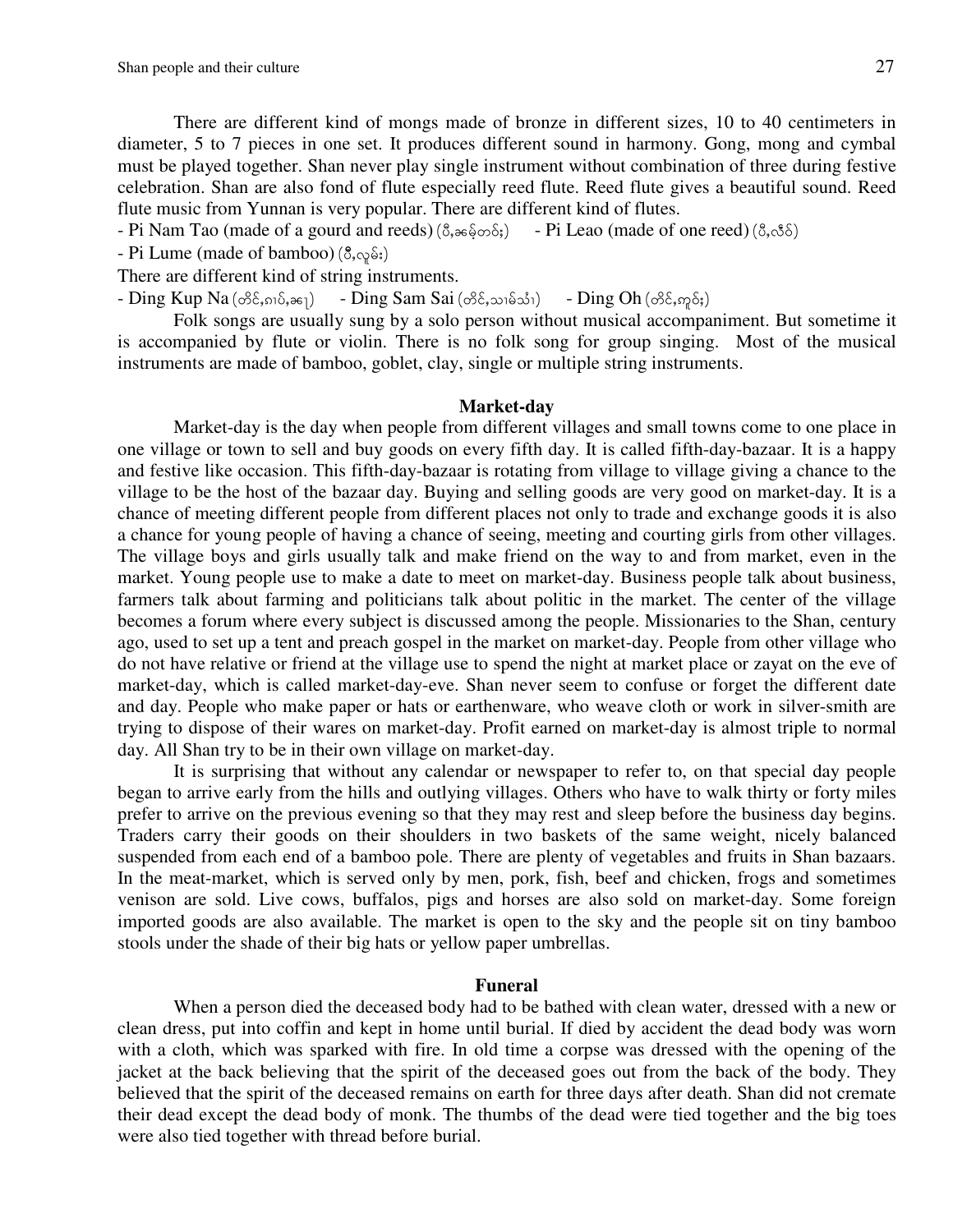There are different kind of mongs made of bronze in different sizes, 10 to 40 centimeters in diameter, 5 to 7 pieces in one set. It produces different sound in harmony. Gong, mong and cymbal must be played together. Shan never play single instrument without combination of three during festive celebration. Shan are also fond of flute especially reed flute. Reed flute gives a beautiful sound. Reed flute music from Yunnan is very popular. There are different kind of flutes.

- Pi Nam Tao (made of a gourd and reeds) (ပီႈ,ၼမ်ႉတဝ်ႈ) - Pi Leao (made of one reed) (ပီႈ,လဵဝ်)
- Pi Lume (made of bamboo) (ပီႈ,လူမ်ႈ)

There are different kind of string instruments.

- Ding Kup Na (တိင်,ၵုပ်,ၼႃ) - Ding Sam Sai (တိင်,သၢမ်သၢႆ) - Ding Oh (တိင်,ဢူဝ်ႈ)

Folk songs are usually sung by a solo person without musical accompaniment. But sometime it is accompanied by flute or violin. There is no folk song for group singing. Most of the musical instruments are made of bamboo, goblet, clay, single or multiple string instruments.

## Market-day

Market-day is the day when people from different villages and small towns come to one place in one village or town to sell and buy goods on every fifth day. It is called fifth-day-bazaar. It is a happy and festive like occasion. This fifth-day-bazaar is rotating from village to village giving a chance to the village to be the host of the bazaar day. Buying and selling goods are very good on market-day. It is a chance of meeting different people from different places not only to trade and exchange goods it is also a chance for young people of having a chance of seeing, meeting and courting girls from other villages. The village boys and girls usually talk and make friend on the way to and from market, even in the market. Young people use to make a date to meet on market-day. Business people talk about business, farmers talk about farming and politicians talk about politic in the market. The center of the village becomes a forum where every subject is discussed among the people. Missionaries to the Shan, century ago, used to set up a tent and preach gospel in the market on market-day. People from other village who do not have relative or friend at the village use to spend the night at market place or zayat on the eve of market-day, which is called market-day-eve. Shan never seem to confuse or forget the different date and day. People who make paper or hats or earthenware, who weave cloth or work in silver-smith are trying to dispose of their wares on market-day. Profit earned on market-day is almost triple to normal day. All Shan try to be in their own village on market-day.

It is surprising that without any calendar or newspaper to refer to, on that special day people began to arrive early from the hills and outlying villages. Others who have to walk thirty or forty miles prefer to arrive on the previous evening so that they may rest and sleep before the business day begins. Traders carry their goods on their shoulders in two baskets of the same weight, nicely balanced suspended from each end of a bamboo pole. There are plenty of vegetables and fruits in Shan bazaars. In the meat-market, which is served only by men, pork, fish, beef and chicken, frogs and sometimes venison are sold. Live cows, buffalos, pigs and horses are also sold on market-day. Some foreign imported goods are also available. The market is open to the sky and the people sit on tiny bamboo stools under the shade of their big hats or yellow paper umbrellas.

## Funeral

When a person died the deceased body had to be bathed with clean water, dressed with a new or clean dress, put into coffin and kept in home until burial. If died by accident the dead body was worn with a cloth, which was sparked with fire. In old time a corpse was dressed with the opening of the jacket at the back believing that the spirit of the deceased goes out from the back of the body. They believed that the spirit of the deceased remains on earth for three days after death. Shan did not cremate their dead except the dead body of monk. The thumbs of the dead were tied together and the big toes were also tied together with thread before burial.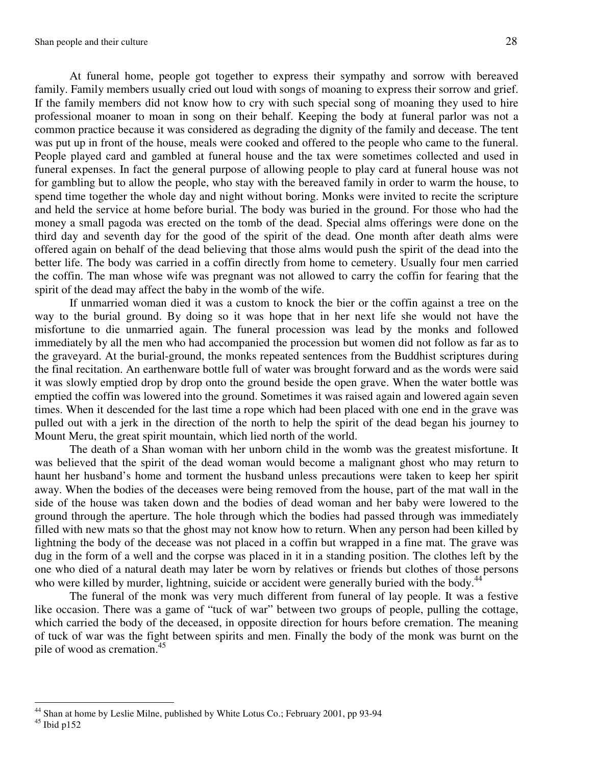At funeral home, people got together to express their sympathy and sorrow with bereaved family. Family members usually cried out loud with songs of moaning to express their sorrow and grief. If the family members did not know how to cry with such special song of moaning they used to hire professional moaner to moan in song on their behalf. Keeping the body at funeral parlor was not a common practice because it was considered as degrading the dignity of the family and decease. The tent was put up in front of the house, meals were cooked and offered to the people who came to the funeral. People played card and gambled at funeral house and the tax were sometimes collected and used in funeral expenses. In fact the general purpose of allowing people to play card at funeral house was not for gambling but to allow the people, who stay with the bereaved family in order to warm the house, to spend time together the whole day and night without boring. Monks were invited to recite the scripture and held the service at home before burial. The body was buried in the ground. For those who had the money a small pagoda was erected on the tomb of the dead. Special alms offerings were done on the third day and seventh day for the good of the spirit of the dead. One month after death alms were offered again on behalf of the dead believing that those alms would push the spirit of the dead into the better life. The body was carried in a coffin directly from home to cemetery. Usually four men carried the coffin. The man whose wife was pregnant was not allowed to carry the coffin for fearing that the spirit of the dead may affect the baby in the womb of the wife.

If unmarried woman died it was a custom to knock the bier or the coffin against a tree on the way to the burial ground. By doing so it was hope that in her next life she would not have the misfortune to die unmarried again. The funeral procession was lead by the monks and followed immediately by all the men who had accompanied the procession but women did not follow as far as to the graveyard. At the burial-ground, the monks repeated sentences from the Buddhist scriptures during the final recitation. An earthenware bottle full of water was brought forward and as the words were said it was slowly emptied drop by drop onto the ground beside the open grave. When the water bottle was emptied the coffin was lowered into the ground. Sometimes it was raised again and lowered again seven times. When it descended for the last time a rope which had been placed with one end in the grave was pulled out with a jerk in the direction of the north to help the spirit of the dead began his journey to Mount Meru, the great spirit mountain, which lied north of the world.

The death of a Shan woman with her unborn child in the womb was the greatest misfortune. It was believed that the spirit of the dead woman would become a malignant ghost who may return to haunt her husband's home and torment the husband unless precautions were taken to keep her spirit away. When the bodies of the deceases were being removed from the house, part of the mat wall in the side of the house was taken down and the bodies of dead woman and her baby were lowered to the ground through the aperture. The hole through which the bodies had passed through was immediately filled with new mats so that the ghost may not know how to return. When any person had been killed by lightning the body of the decease was not placed in a coffin but wrapped in a fine mat. The grave was dug in the form of a well and the corpse was placed in it in a standing position. The clothes left by the one who died of a natural death may later be worn by relatives or friends but clothes of those persons who were killed by murder, lightning, suicide or accident were generally buried with the body.[44]

The funeral of the monk was very much different from funeral of lay people. It was a festive like occasion. There was a game of "tuck of war" between two groups of people, pulling the cottage, which carried the body of the deceased, in opposite direction for hours before cremation. The meaning of tuck of war was the fight between spirits and men. Finally the body of the monk was burnt on the pile of wood as cremation.[45]

---

[44] Shan at home by Leslie Milne, published by White Lotus Co.; February 2001, pp 93-94

[45] Ibid p152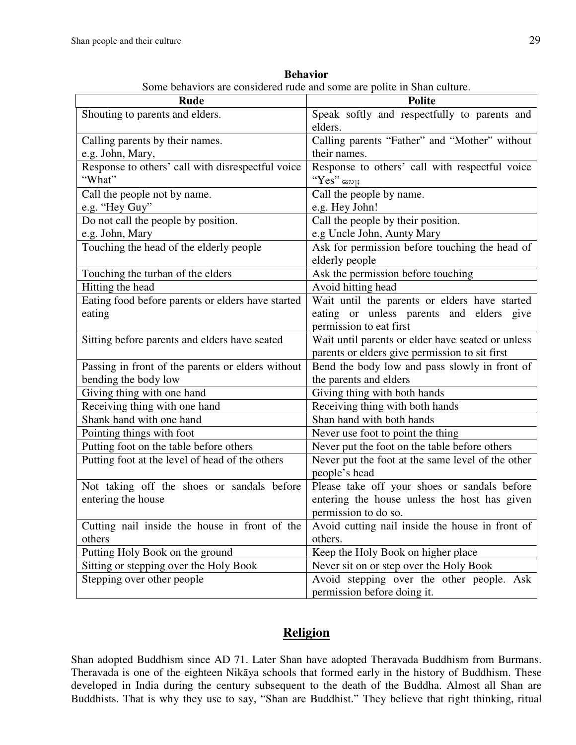**Behavior**

Some behaviors are considered rude and some are polite in Shan culture.

| Rude | Polite |
|---|---|
| Shouting to parents and elders. | Speak softly and respectfully to parents and elders. |
| Calling parents by their names.<br>e.g. John, Mary, | Calling parents "Father" and "Mother" without their names. |
| Response to others' call with disrespectful voice "What" | Response to others' call with respectful voice "Yes" ေၵႃး |
| Call the people not by name.<br>e.g. "Hey Guy" | Call the people by name.<br>e.g. Hey John! |
| Do not call the people by position.<br>e.g. John, Mary | Call the people by their position.<br>e.g Uncle John, Aunty Mary |
| Touching the head of the elderly people | Ask for permission before touching the head of elderly people |
| Touching the turban of the elders | Ask the permission before touching |
| Hitting the head | Avoid hitting head |
| Eating food before parents or elders have started eating | Wait until the parents or elders have started eating or unless parents and elders give permission to eat first |
| Sitting before parents and elders have seated | Wait until parents or elder have seated or unless parents or elders give permission to sit first |
| Passing in front of the parents or elders without bending the body low | Bend the body low and pass slowly in front of the parents and elders |
| Giving thing with one hand | Giving thing with both hands |
| Receiving thing with one hand | Receiving thing with both hands |
| Shank hand with one hand | Shan hand with both hands |
| Pointing things with foot | Never use foot to point the thing |
| Putting foot on the table before others | Never put the foot on the table before others |
| Putting foot at the level of head of the others | Never put the foot at the same level of the other people's head |
| Not taking off the shoes or sandals before entering the house | Please take off your shoes or sandals before entering the house unless the host has given permission to do so. |
| Cutting nail inside the house in front of the others | Avoid cutting nail inside the house in front of others. |
| Putting Holy Book on the ground | Keep the Holy Book on higher place |
| Sitting or stepping over the Holy Book | Never sit on or step over the Holy Book |
| Stepping over other people | Avoid stepping over the other people. Ask permission before doing it. |

## Religion

Shan adopted Buddhism since AD 71. Later Shan have adopted Theravada Buddhism from Burmans. Theravada is one of the eighteen Nikāya schools that formed early in the history of Buddhism. These developed in India during the century subsequent to the death of the Buddha. Almost all Shan are Buddhists. That is why they use to say, "Shan are Buddhist." They believe that right thinking, ritual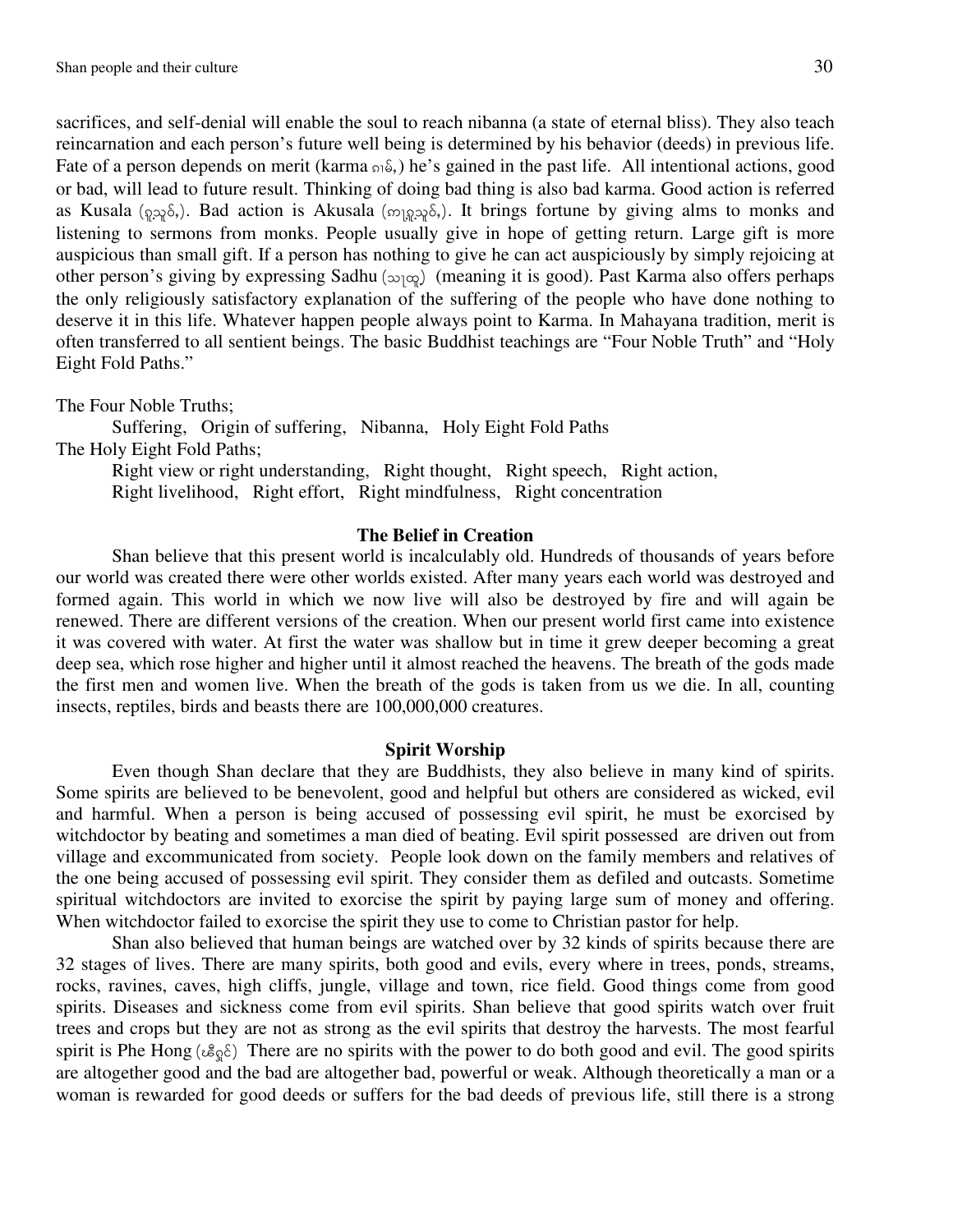sacrifices, and self-denial will enable the soul to reach nibanna (a state of eternal bliss). They also teach reincarnation and each person's future well being is determined by his behavior (deeds) in previous life. Fate of a person depends on merit (karma ၵမ်ႉ) he's gained in the past life. All intentional actions, good or bad, will lead to future result. Thinking of doing bad thing is also bad karma. Good action is referred as Kusala (ၵုသူဝ်ႇ). Bad action is Akusala (ဢၵုသူဝ်ႇ). It brings fortune by giving alms to monks and listening to sermons from monks. People usually give in hope of getting return. Large gift is more auspicious than small gift. If a person has nothing to give he can act auspiciously by simply rejoicing at other person's giving by expressing Sadhu (သႃထူႉ) (meaning it is good). Past Karma also offers perhaps the only religiously satisfactory explanation of the suffering of the people who have done nothing to deserve it in this life. Whatever happen people always point to Karma. In Mahayana tradition, merit is often transferred to all sentient beings. The basic Buddhist teachings are "Four Noble Truth" and "Holy Eight Fold Paths."

The Four Noble Truths;

Suffering, Origin of suffering, Nibanna, Holy Eight Fold Paths

The Holy Eight Fold Paths;

Right view or right understanding, Right thought, Right speech, Right action,
Right livelihood, Right effort, Right mindfulness, Right concentration

## The Belief in Creation

Shan believe that this present world is incalculably old. Hundreds of thousands of years before our world was created there were other worlds existed. After many years each world was destroyed and formed again. This world in which we now live will also be destroyed by fire and will again be renewed. There are different versions of the creation. When our present world first came into existence it was covered with water. At first the water was shallow but in time it grew deeper becoming a great deep sea, which rose higher and higher until it almost reached the heavens. The breath of the gods made the first men and women live. When the breath of the gods is taken from us we die. In all, counting insects, reptiles, birds and beasts there are 100,000,000 creatures.

## Spirit Worship

Even though Shan declare that they are Buddhists, they also believe in many kind of spirits. Some spirits are believed to be benevolent, good and helpful but others are considered as wicked, evil and harmful. When a person is being accused of possessing evil spirit, he must be exorcised by witchdoctor by beating and sometimes a man died of beating. Evil spirit possessed are driven out from village and excommunicated from society. People look down on the family members and relatives of the one being accused of possessing evil spirit. They consider them as defiled and outcasts. Sometime spiritual witchdoctors are invited to exorcise the spirit by paying large sum of money and offering. When witchdoctor failed to exorcise the spirit they use to come to Christian pastor for help.

Shan also believed that human beings are watched over by 32 kinds of spirits because there are 32 stages of lives. There are many spirits, both good and evils, every where in trees, ponds, streams, rocks, ravines, caves, high cliffs, jungle, village and town, rice field. Good things come from good spirits. Diseases and sickness come from evil spirits. Shan believe that good spirits watch over fruit trees and crops but they are not as strong as the evil spirits that destroy the harvests. The most fearful spirit is Phe Hong (ၽီႁူင်) There are no spirits with the power to do both good and evil. The good spirits are altogether good and the bad are altogether bad, powerful or weak. Although theoretically a man or a woman is rewarded for good deeds or suffers for the bad deeds of previous life, still there is a strong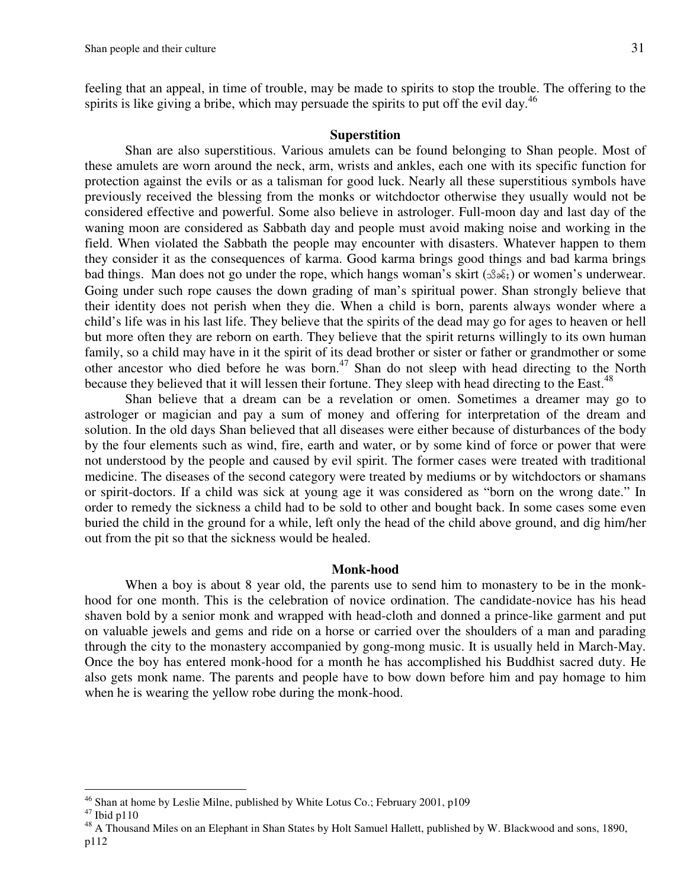feeling that an appeal, in time of trouble, may be made to spirits to stop the trouble. The offering to the spirits is like giving a bribe, which may persuade the spirits to put off the evil day.[46]

## Superstition

Shan are also superstitious. Various amulets can be found belonging to Shan people. Most of these amulets are worn around the neck, arm, wrists and ankles, each one with its specific function for protection against the evils or as a talisman for good luck. Nearly all these superstitious symbols have previously received the blessing from the monks or witchdoctor otherwise they usually would not be considered effective and powerful. Some also believe in astrologer. Full-moon day and last day of the waning moon are considered as Sabbath day and people must avoid making noise and working in the field. When violated the Sabbath the people may encounter with disasters. Whatever happen to them they consider it as the consequences of karma. Good karma brings good things and bad karma brings bad things. Man does not go under the rope, which hangs woman's skirt (သိၼ်ႈ) or women's underwear. Going under such rope causes the down grading of man's spiritual power. Shan strongly believe that their identity does not perish when they die. When a child is born, parents always wonder where a child's life was in his last life. They believe that the spirits of the dead may go for ages to heaven or hell but more often they are reborn on earth. They believe that the spirit returns willingly to its own human family, so a child may have in it the spirit of its dead brother or sister or father or grandmother or some other ancestor who died before he was born.[47] Shan do not sleep with head directing to the North because they believed that it will lessen their fortune. They sleep with head directing to the East.[48]

Shan believe that a dream can be a revelation or omen. Sometimes a dreamer may go to astrologer or magician and pay a sum of money and offering for interpretation of the dream and solution. In the old days Shan believed that all diseases were either because of disturbances of the body by the four elements such as wind, fire, earth and water, or by some kind of force or power that were not understood by the people and caused by evil spirit. The former cases were treated with traditional medicine. The diseases of the second category were treated by mediums or by witchdoctors or shamans or spirit-doctors. If a child was sick at young age it was considered as "born on the wrong date." In order to remedy the sickness a child had to be sold to other and bought back. In some cases some even buried the child in the ground for a while, left only the head of the child above ground, and dig him/her out from the pit so that the sickness would be healed.

## Monk-hood

When a boy is about 8 year old, the parents use to send him to monastery to be in the monk-hood for one month. This is the celebration of novice ordination. The candidate-novice has his head shaven bold by a senior monk and wrapped with head-cloth and donned a prince-like garment and put on valuable jewels and gems and ride on a horse or carried over the shoulders of a man and parading through the city to the monastery accompanied by gong-mong music. It is usually held in March-May. Once the boy has entered monk-hood for a month he has accomplished his Buddhist sacred duty. He also gets monk name. The parents and people have to bow down before him and pay homage to him when he is wearing the yellow robe during the monk-hood.

---

[46] Shan at home by Leslie Milne, published by White Lotus Co.; February 2001, p109

[47] Ibid p110

[48] A Thousand Miles on an Elephant in Shan States by Holt Samuel Hallett, published by W. Blackwood and sons, 1890, p112